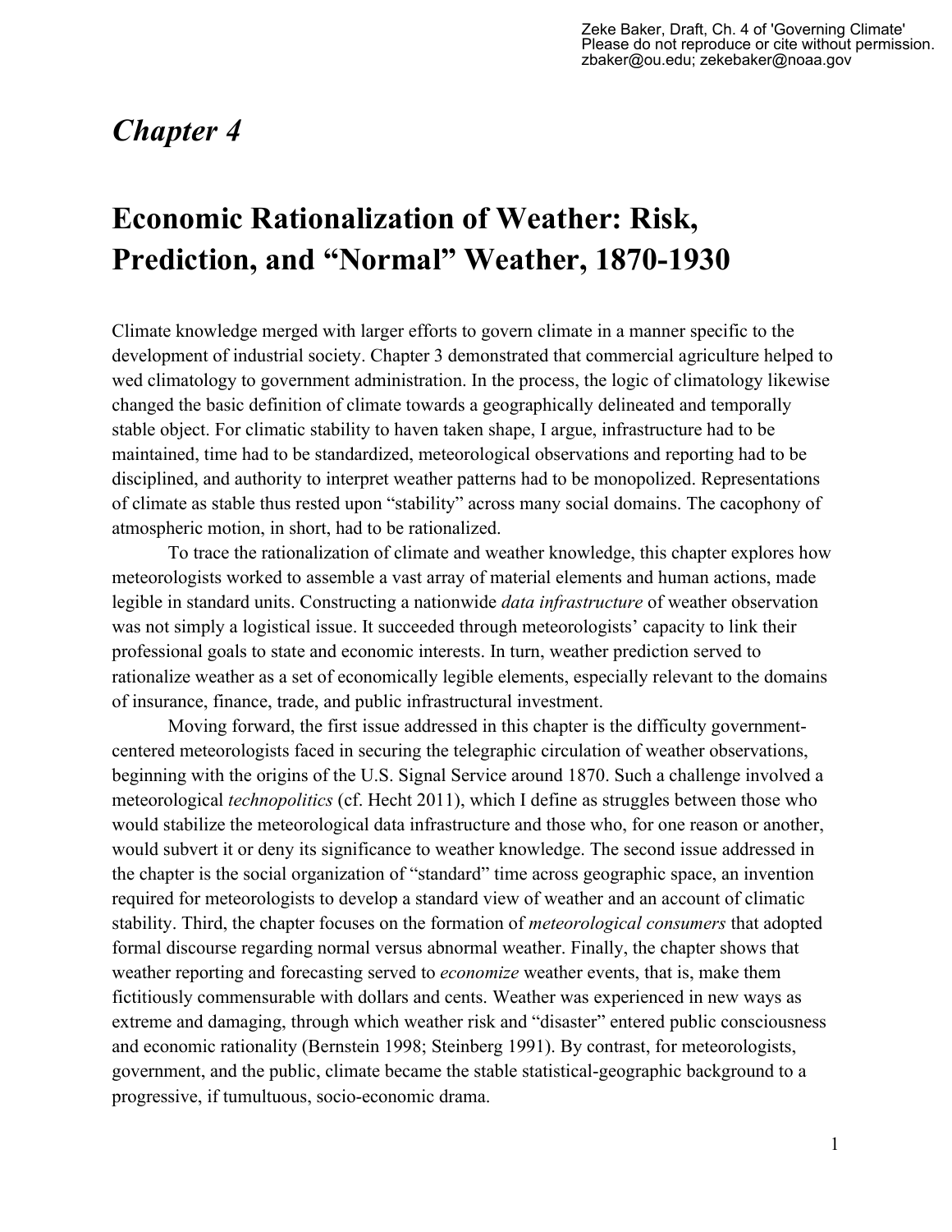Zeke Baker, Draft, Ch. 4 of 'Governing Climate'
Please do not reproduce or cite without permission.
zbaker@ou.edu; zekebaker@noaa.gov

# *Chapter 4*

# Economic Rationalization of Weather: Risk, Prediction, and "Normal" Weather, 1870-1930

Climate knowledge merged with larger efforts to govern climate in a manner specific to the development of industrial society. Chapter 3 demonstrated that commercial agriculture helped to wed climatology to government administration. In the process, the logic of climatology likewise changed the basic definition of climate towards a geographically delineated and temporally stable object. For climatic stability to haven taken shape, I argue, infrastructure had to be maintained, time had to be standardized, meteorological observations and reporting had to be disciplined, and authority to interpret weather patterns had to be monopolized. Representations of climate as stable thus rested upon "stability" across many social domains. The cacophony of atmospheric motion, in short, had to be rationalized.

To trace the rationalization of climate and weather knowledge, this chapter explores how meteorologists worked to assemble a vast array of material elements and human actions, made legible in standard units. Constructing a nationwide *data infrastructure* of weather observation was not simply a logistical issue. It succeeded through meteorologists' capacity to link their professional goals to state and economic interests. In turn, weather prediction served to rationalize weather as a set of economically legible elements, especially relevant to the domains of insurance, finance, trade, and public infrastructural investment.

Moving forward, the first issue addressed in this chapter is the difficulty government-centered meteorologists faced in securing the telegraphic circulation of weather observations, beginning with the origins of the U.S. Signal Service around 1870. Such a challenge involved a meteorological *technopolitics* (cf. Hecht 2011), which I define as struggles between those who would stabilize the meteorological data infrastructure and those who, for one reason or another, would subvert it or deny its significance to weather knowledge. The second issue addressed in the chapter is the social organization of "standard" time across geographic space, an invention required for meteorologists to develop a standard view of weather and an account of climatic stability. Third, the chapter focuses on the formation of *meteorological consumers* that adopted formal discourse regarding normal versus abnormal weather. Finally, the chapter shows that weather reporting and forecasting served to *economize* weather events, that is, make them fictitiously commensurable with dollars and cents. Weather was experienced in new ways as extreme and damaging, through which weather risk and "disaster" entered public consciousness and economic rationality (Bernstein 1998; Steinberg 1991). By contrast, for meteorologists, government, and the public, climate became the stable statistical-geographic background to a progressive, if tumultuous, socio-economic drama.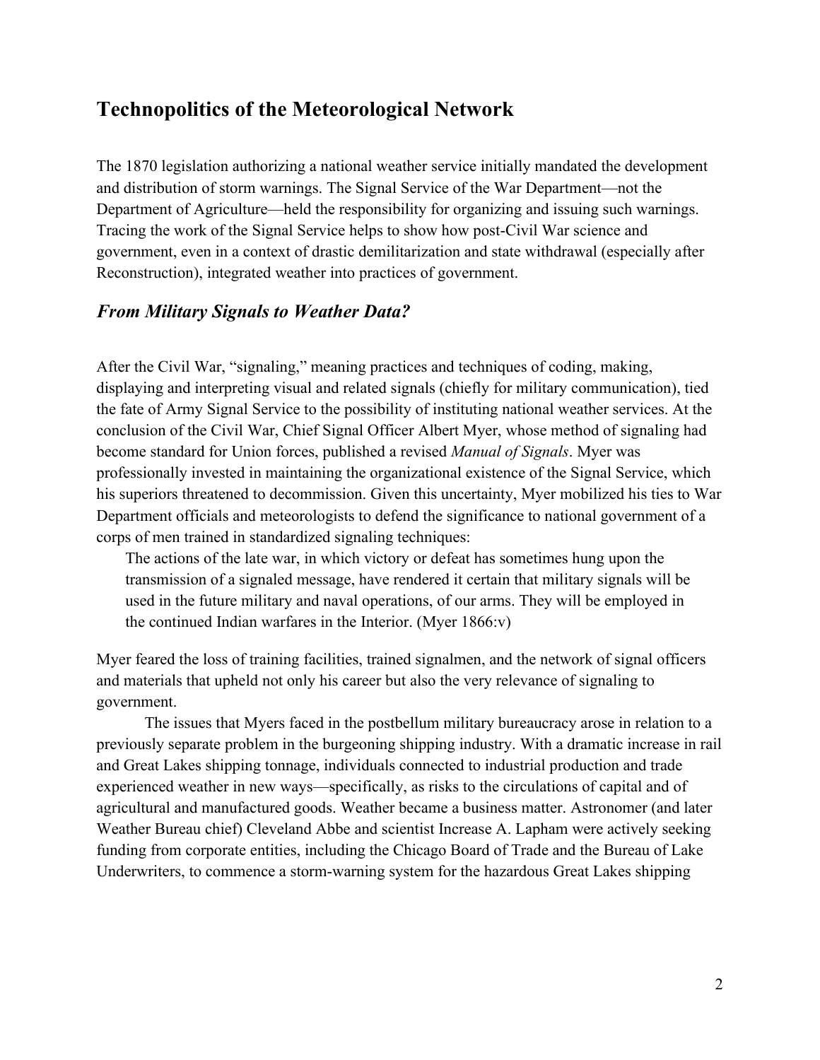## Technopolitics of the Meteorological Network

The 1870 legislation authorizing a national weather service initially mandated the development and distribution of storm warnings. The Signal Service of the War Department—not the Department of Agriculture—held the responsibility for organizing and issuing such warnings. Tracing the work of the Signal Service helps to show how post-Civil War science and government, even in a context of drastic demilitarization and state withdrawal (especially after Reconstruction), integrated weather into practices of government.

### *From Military Signals to Weather Data?*

After the Civil War, "signaling," meaning practices and techniques of coding, making, displaying and interpreting visual and related signals (chiefly for military communication), tied the fate of Army Signal Service to the possibility of instituting national weather services. At the conclusion of the Civil War, Chief Signal Officer Albert Myer, whose method of signaling had become standard for Union forces, published a revised *Manual of Signals*. Myer was professionally invested in maintaining the organizational existence of the Signal Service, which his superiors threatened to decommission. Given this uncertainty, Myer mobilized his ties to War Department officials and meteorologists to defend the significance to national government of a corps of men trained in standardized signaling techniques:

> The actions of the late war, in which victory or defeat has sometimes hung upon the transmission of a signaled message, have rendered it certain that military signals will be used in the future military and naval operations, of our arms. They will be employed in the continued Indian warfares in the Interior. (Myer 1866:v)

Myer feared the loss of training facilities, trained signalmen, and the network of signal officers and materials that upheld not only his career but also the very relevance of signaling to government.

The issues that Myers faced in the postbellum military bureaucracy arose in relation to a previously separate problem in the burgeoning shipping industry. With a dramatic increase in rail and Great Lakes shipping tonnage, individuals connected to industrial production and trade experienced weather in new ways—specifically, as risks to the circulations of capital and of agricultural and manufactured goods. Weather became a business matter. Astronomer (and later Weather Bureau chief) Cleveland Abbe and scientist Increase A. Lapham were actively seeking funding from corporate entities, including the Chicago Board of Trade and the Bureau of Lake Underwriters, to commence a storm-warning system for the hazardous Great Lakes shipping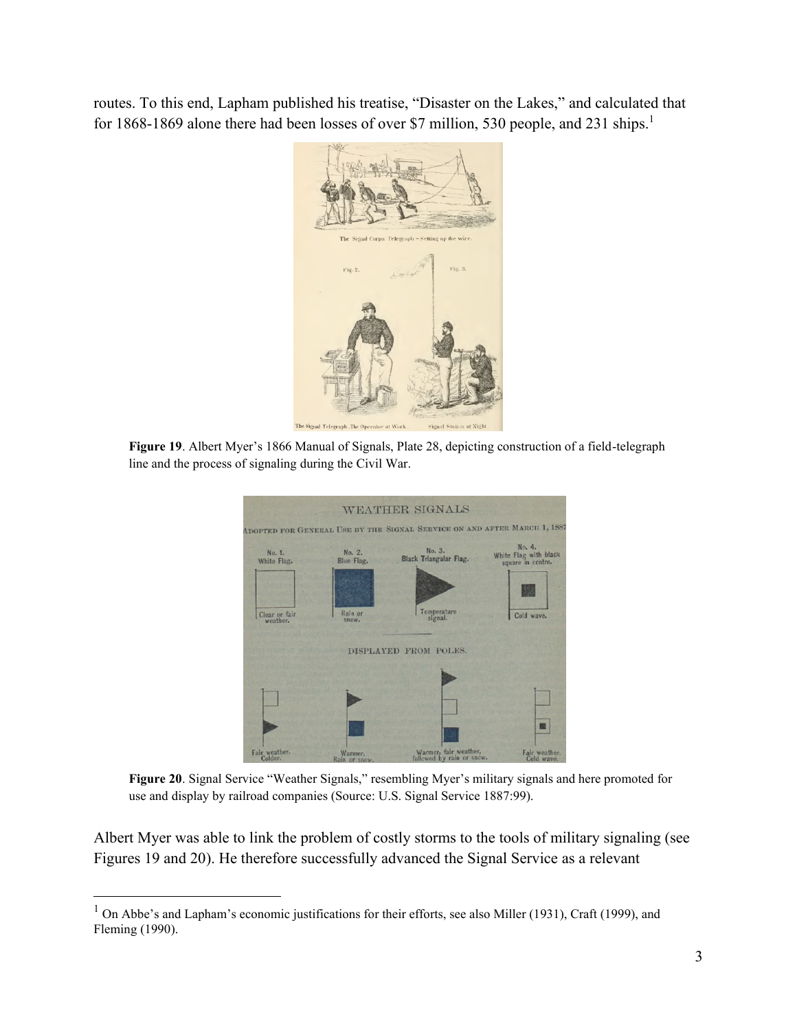routes. To this end, Lapham published his treatise, "Disaster on the Lakes," and calculated that for 1868-1869 alone there had been losses of over $7 million, 530 people, and 231 ships.[1]

**Figure 19**. Albert Myer's 1866 Manual of Signals, Plate 28, depicting construction of a field-telegraph line and the process of signaling during the Civil War.

**Figure 20**. Signal Service "Weather Signals," resembling Myer's military signals and here promoted for use and display by railroad companies (Source: U.S. Signal Service 1887:99).

Albert Myer was able to link the problem of costly storms to the tools of military signaling (see Figures 19 and 20). He therefore successfully advanced the Signal Service as a relevant

---

[1] On Abbe's and Lapham's economic justifications for their efforts, see also Miller (1931), Craft (1999), and Fleming (1990).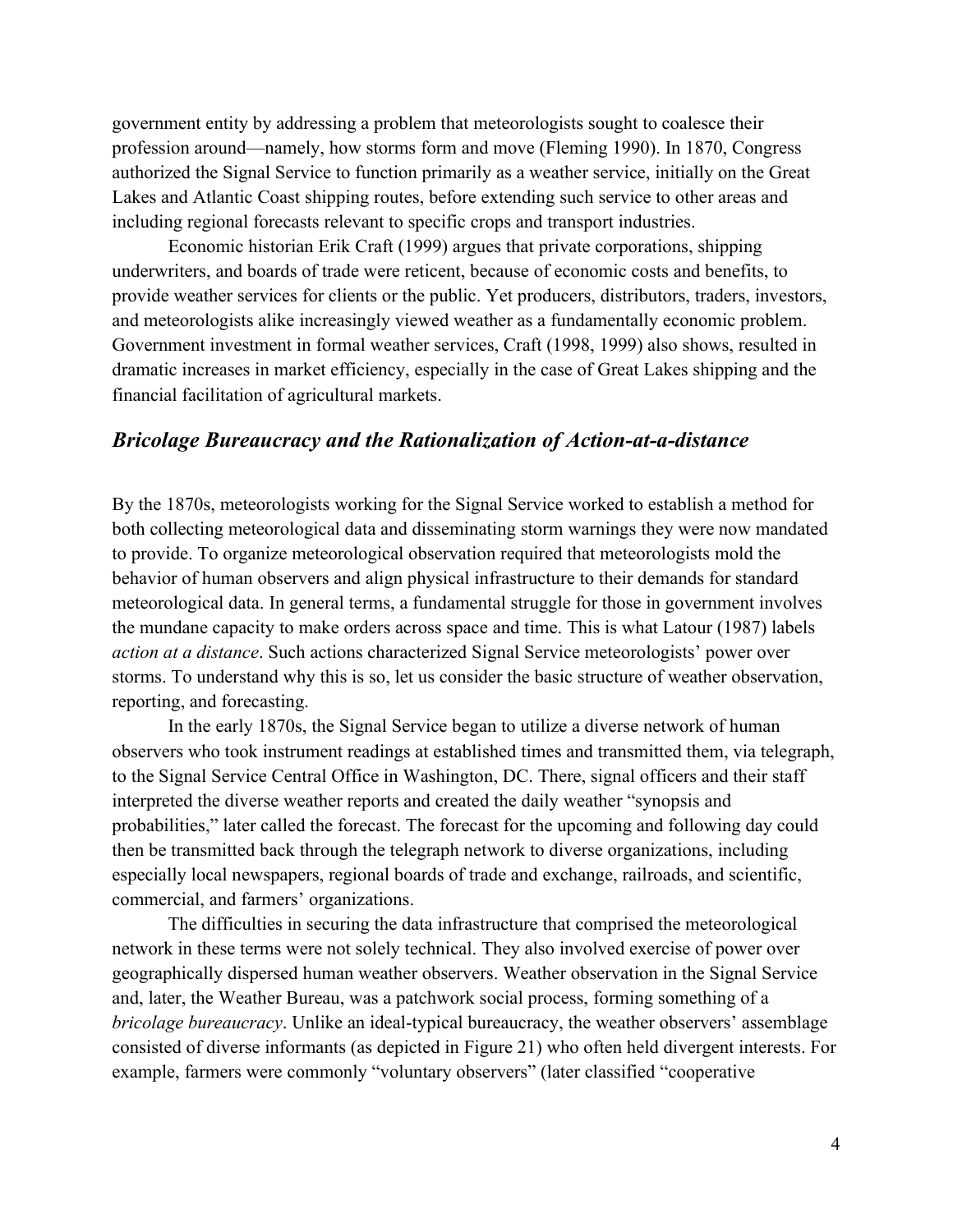government entity by addressing a problem that meteorologists sought to coalesce their profession around—namely, how storms form and move (Fleming 1990). In 1870, Congress authorized the Signal Service to function primarily as a weather service, initially on the Great Lakes and Atlantic Coast shipping routes, before extending such service to other areas and including regional forecasts relevant to specific crops and transport industries.

Economic historian Erik Craft (1999) argues that private corporations, shipping underwriters, and boards of trade were reticent, because of economic costs and benefits, to provide weather services for clients or the public. Yet producers, distributors, traders, investors, and meteorologists alike increasingly viewed weather as a fundamentally economic problem. Government investment in formal weather services, Craft (1998, 1999) also shows, resulted in dramatic increases in market efficiency, especially in the case of Great Lakes shipping and the financial facilitation of agricultural markets.

## *Bricolage Bureaucracy and the Rationalization of Action-at-a-distance*

By the 1870s, meteorologists working for the Signal Service worked to establish a method for both collecting meteorological data and disseminating storm warnings they were now mandated to provide. To organize meteorological observation required that meteorologists mold the behavior of human observers and align physical infrastructure to their demands for standard meteorological data. In general terms, a fundamental struggle for those in government involves the mundane capacity to make orders across space and time. This is what Latour (1987) labels *action at a distance*. Such actions characterized Signal Service meteorologists' power over storms. To understand why this is so, let us consider the basic structure of weather observation, reporting, and forecasting.

In the early 1870s, the Signal Service began to utilize a diverse network of human observers who took instrument readings at established times and transmitted them, via telegraph, to the Signal Service Central Office in Washington, DC. There, signal officers and their staff interpreted the diverse weather reports and created the daily weather "synopsis and probabilities," later called the forecast. The forecast for the upcoming and following day could then be transmitted back through the telegraph network to diverse organizations, including especially local newspapers, regional boards of trade and exchange, railroads, and scientific, commercial, and farmers' organizations.

The difficulties in securing the data infrastructure that comprised the meteorological network in these terms were not solely technical. They also involved exercise of power over geographically dispersed human weather observers. Weather observation in the Signal Service and, later, the Weather Bureau, was a patchwork social process, forming something of a *bricolage bureaucracy*. Unlike an ideal-typical bureaucracy, the weather observers' assemblage consisted of diverse informants (as depicted in Figure 21) who often held divergent interests. For example, farmers were commonly "voluntary observers" (later classified "cooperative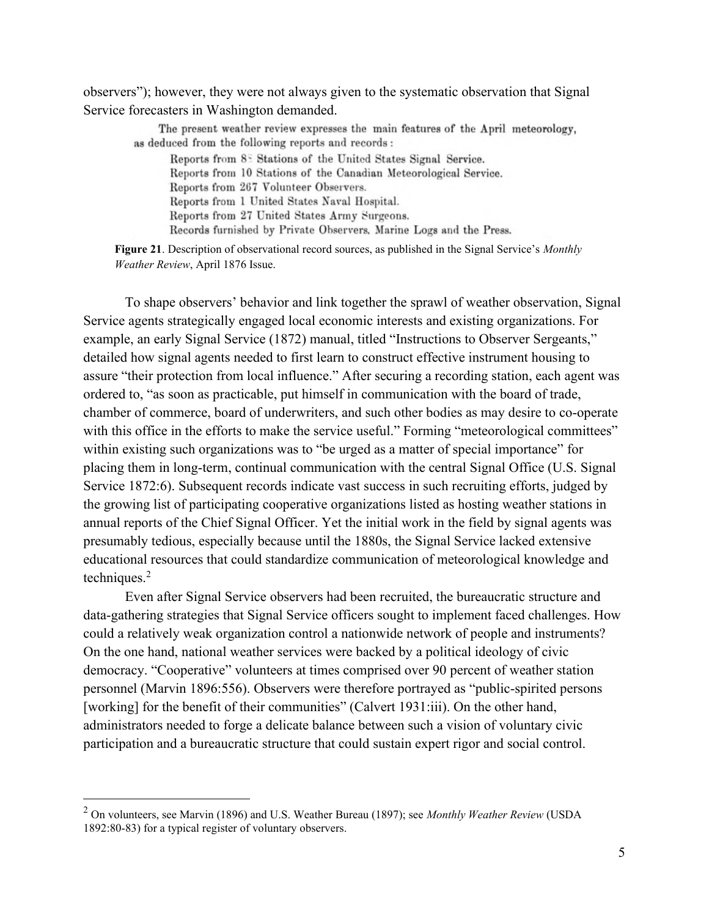observers"); however, they were not always given to the systematic observation that Signal Service forecasters in Washington demanded.

> The present weather review expresses the main features of the April meteorology, as deduced from the following reports and records:
>
> Reports from 8: Stations of the United States Signal Service.
> Reports from 10 Stations of the Canadian Meteorological Service.
> Reports from 267 Volunteer Observers.
> Reports from 1 United States Naval Hospital.
> Reports from 27 United States Army Surgeons.
> Records furnished by Private Observers, Marine Logs and the Press.

**Figure 21**. Description of observational record sources, as published in the Signal Service's *Monthly Weather Review*, April 1876 Issue.

To shape observers' behavior and link together the sprawl of weather observation, Signal Service agents strategically engaged local economic interests and existing organizations. For example, an early Signal Service (1872) manual, titled "Instructions to Observer Sergeants," detailed how signal agents needed to first learn to construct effective instrument housing to assure "their protection from local influence." After securing a recording station, each agent was ordered to, "as soon as practicable, put himself in communication with the board of trade, chamber of commerce, board of underwriters, and such other bodies as may desire to co-operate with this office in the efforts to make the service useful." Forming "meteorological committees" within existing such organizations was to "be urged as a matter of special importance" for placing them in long-term, continual communication with the central Signal Office (U.S. Signal Service 1872:6). Subsequent records indicate vast success in such recruiting efforts, judged by the growing list of participating cooperative organizations listed as hosting weather stations in annual reports of the Chief Signal Officer. Yet the initial work in the field by signal agents was presumably tedious, especially because until the 1880s, the Signal Service lacked extensive educational resources that could standardize communication of meteorological knowledge and techniques.[2]

Even after Signal Service observers had been recruited, the bureaucratic structure and data-gathering strategies that Signal Service officers sought to implement faced challenges. How could a relatively weak organization control a nationwide network of people and instruments? On the one hand, national weather services were backed by a political ideology of civic democracy. "Cooperative" volunteers at times comprised over 90 percent of weather station personnel (Marvin 1896:556). Observers were therefore portrayed as "public-spirited persons [working] for the benefit of their communities" (Calvert 1931:iii). On the other hand, administrators needed to forge a delicate balance between such a vision of voluntary civic participation and a bureaucratic structure that could sustain expert rigor and social control.

---

[2] On volunteers, see Marvin (1896) and U.S. Weather Bureau (1897); see *Monthly Weather Review* (USDA 1892:80-83) for a typical register of voluntary observers.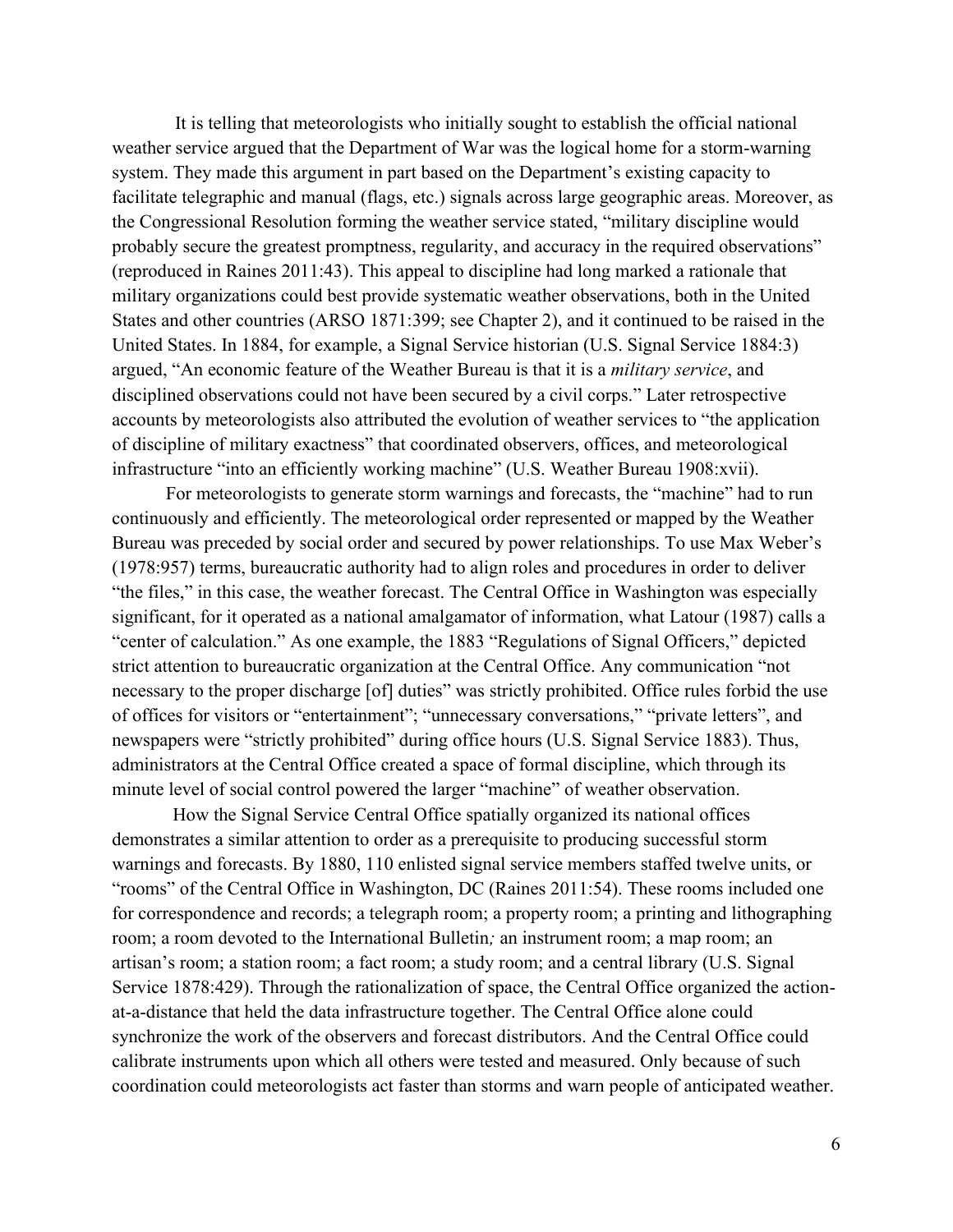It is telling that meteorologists who initially sought to establish the official national weather service argued that the Department of War was the logical home for a storm-warning system. They made this argument in part based on the Department's existing capacity to facilitate telegraphic and manual (flags, etc.) signals across large geographic areas. Moreover, as the Congressional Resolution forming the weather service stated, "military discipline would probably secure the greatest promptness, regularity, and accuracy in the required observations" (reproduced in Raines 2011:43). This appeal to discipline had long marked a rationale that military organizations could best provide systematic weather observations, both in the United States and other countries (ARSO 1871:399; see Chapter 2), and it continued to be raised in the United States. In 1884, for example, a Signal Service historian (U.S. Signal Service 1884:3) argued, "An economic feature of the Weather Bureau is that it is a *military service*, and disciplined observations could not have been secured by a civil corps." Later retrospective accounts by meteorologists also attributed the evolution of weather services to "the application of discipline of military exactness" that coordinated observers, offices, and meteorological infrastructure "into an efficiently working machine" (U.S. Weather Bureau 1908:xvii).

For meteorologists to generate storm warnings and forecasts, the "machine" had to run continuously and efficiently. The meteorological order represented or mapped by the Weather Bureau was preceded by social order and secured by power relationships. To use Max Weber's (1978:957) terms, bureaucratic authority had to align roles and procedures in order to deliver "the files," in this case, the weather forecast. The Central Office in Washington was especially significant, for it operated as a national amalgamator of information, what Latour (1987) calls a "center of calculation." As one example, the 1883 "Regulations of Signal Officers," depicted strict attention to bureaucratic organization at the Central Office. Any communication "not necessary to the proper discharge [of] duties" was strictly prohibited. Office rules forbid the use of offices for visitors or "entertainment"; "unnecessary conversations," "private letters", and newspapers were "strictly prohibited" during office hours (U.S. Signal Service 1883). Thus, administrators at the Central Office created a space of formal discipline, which through its minute level of social control powered the larger "machine" of weather observation.

How the Signal Service Central Office spatially organized its national offices demonstrates a similar attention to order as a prerequisite to producing successful storm warnings and forecasts. By 1880, 110 enlisted signal service members staffed twelve units, or "rooms" of the Central Office in Washington, DC (Raines 2011:54). These rooms included one for correspondence and records; a telegraph room; a property room; a printing and lithographing room; a room devoted to the International Bulletin*;* an instrument room; a map room; an artisan's room; a station room; a fact room; a study room; and a central library (U.S. Signal Service 1878:429). Through the rationalization of space, the Central Office organized the action-at-a-distance that held the data infrastructure together. The Central Office alone could synchronize the work of the observers and forecast distributors. And the Central Office could calibrate instruments upon which all others were tested and measured. Only because of such coordination could meteorologists act faster than storms and warn people of anticipated weather.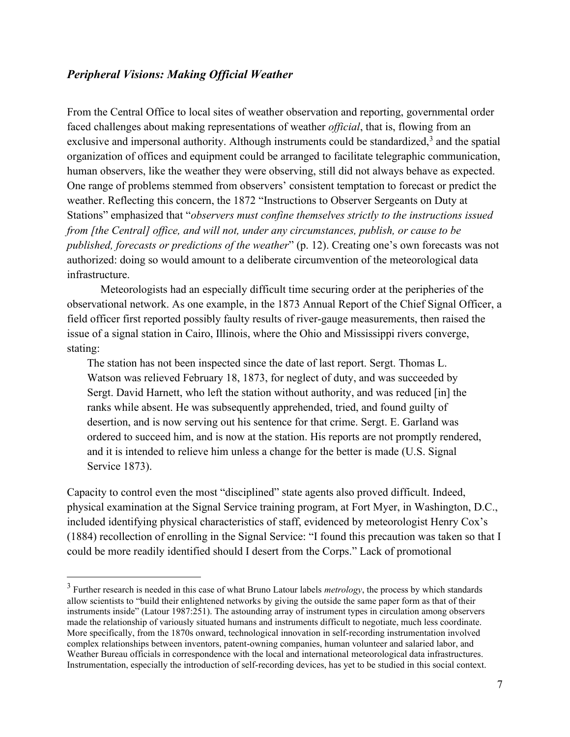### *Peripheral Visions: Making Official Weather*

From the Central Office to local sites of weather observation and reporting, governmental order faced challenges about making representations of weather *official*, that is, flowing from an exclusive and impersonal authority. Although instruments could be standardized,[3] and the spatial organization of offices and equipment could be arranged to facilitate telegraphic communication, human observers, like the weather they were observing, still did not always behave as expected. One range of problems stemmed from observers' consistent temptation to forecast or predict the weather. Reflecting this concern, the 1872 "Instructions to Observer Sergeants on Duty at Stations" emphasized that "*observers must confine themselves strictly to the instructions issued from [the Central] office, and will not, under any circumstances, publish, or cause to be published, forecasts or predictions of the weather*" (p. 12). Creating one's own forecasts was not authorized: doing so would amount to a deliberate circumvention of the meteorological data infrastructure.

Meteorologists had an especially difficult time securing order at the peripheries of the observational network. As one example, in the 1873 Annual Report of the Chief Signal Officer, a field officer first reported possibly faulty results of river-gauge measurements, then raised the issue of a signal station in Cairo, Illinois, where the Ohio and Mississippi rivers converge, stating:

> The station has not been inspected since the date of last report. Sergt. Thomas L. Watson was relieved February 18, 1873, for neglect of duty, and was succeeded by Sergt. David Harnett, who left the station without authority, and was reduced [in] the ranks while absent. He was subsequently apprehended, tried, and found guilty of desertion, and is now serving out his sentence for that crime. Sergt. E. Garland was ordered to succeed him, and is now at the station. His reports are not promptly rendered, and it is intended to relieve him unless a change for the better is made (U.S. Signal Service 1873).

Capacity to control even the most "disciplined" state agents also proved difficult. Indeed, physical examination at the Signal Service training program, at Fort Myer, in Washington, D.C., included identifying physical characteristics of staff, evidenced by meteorologist Henry Cox's (1884) recollection of enrolling in the Signal Service: "I found this precaution was taken so that I could be more readily identified should I desert from the Corps." Lack of promotional

[3] Further research is needed in this case of what Bruno Latour labels *metrology*, the process by which standards allow scientists to "build their enlightened networks by giving the outside the same paper form as that of their instruments inside" (Latour 1987:251). The astounding array of instrument types in circulation among observers made the relationship of variously situated humans and instruments difficult to negotiate, much less coordinate. More specifically, from the 1870s onward, technological innovation in self-recording instrumentation involved complex relationships between inventors, patent-owning companies, human volunteer and salaried labor, and Weather Bureau officials in correspondence with the local and international meteorological data infrastructures. Instrumentation, especially the introduction of self-recording devices, has yet to be studied in this social context.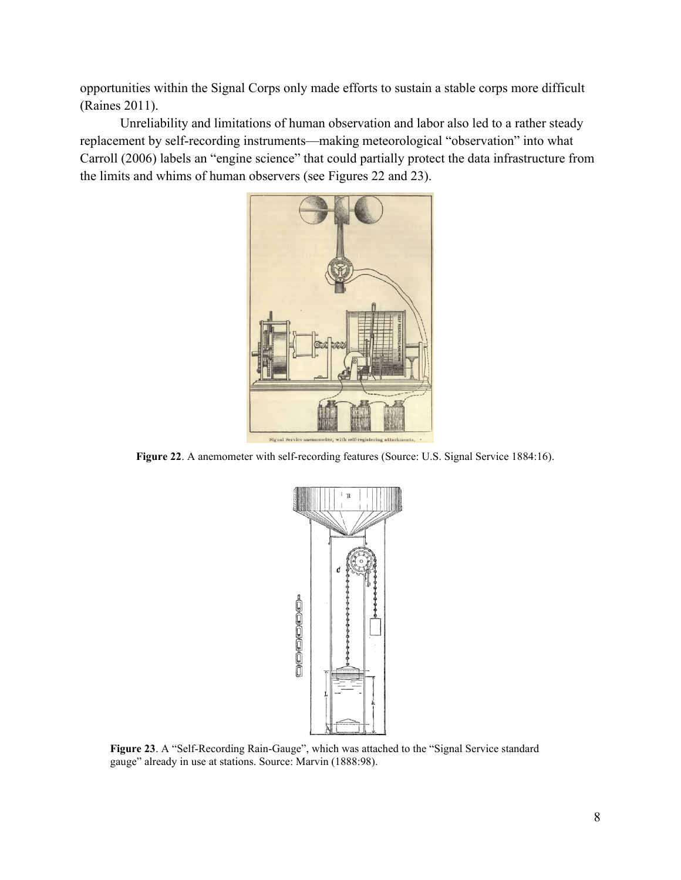opportunities within the Signal Corps only made efforts to sustain a stable corps more difficult (Raines 2011).

Unreliability and limitations of human observation and labor also led to a rather steady replacement by self-recording instruments—making meteorological "observation" into what Carroll (2006) labels an "engine science" that could partially protect the data infrastructure from the limits and whims of human observers (see Figures 22 and 23).

**Figure 22**. A anemometer with self-recording features (Source: U.S. Signal Service 1884:16).

**Figure 23**. A "Self-Recording Rain-Gauge", which was attached to the "Signal Service standard gauge" already in use at stations. Source: Marvin (1888:98).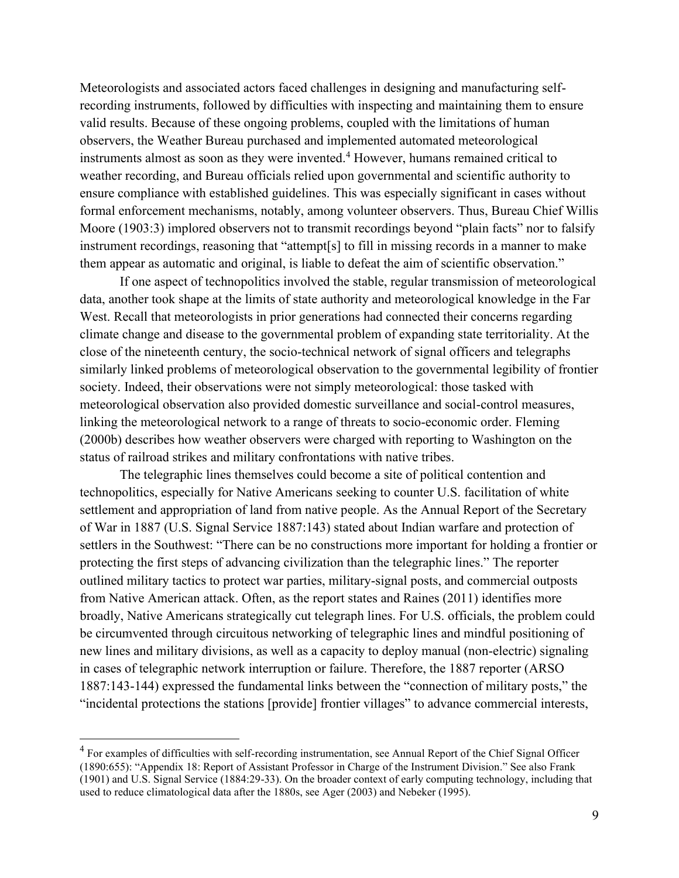Meteorologists and associated actors faced challenges in designing and manufacturing self-recording instruments, followed by difficulties with inspecting and maintaining them to ensure valid results. Because of these ongoing problems, coupled with the limitations of human observers, the Weather Bureau purchased and implemented automated meteorological instruments almost as soon as they were invented.[4] However, humans remained critical to weather recording, and Bureau officials relied upon governmental and scientific authority to ensure compliance with established guidelines. This was especially significant in cases without formal enforcement mechanisms, notably, among volunteer observers. Thus, Bureau Chief Willis Moore (1903:3) implored observers not to transmit recordings beyond "plain facts" nor to falsify instrument recordings, reasoning that "attempt[s] to fill in missing records in a manner to make them appear as automatic and original, is liable to defeat the aim of scientific observation."

If one aspect of technopolitics involved the stable, regular transmission of meteorological data, another took shape at the limits of state authority and meteorological knowledge in the Far West. Recall that meteorologists in prior generations had connected their concerns regarding climate change and disease to the governmental problem of expanding state territoriality. At the close of the nineteenth century, the socio-technical network of signal officers and telegraphs similarly linked problems of meteorological observation to the governmental legibility of frontier society. Indeed, their observations were not simply meteorological: those tasked with meteorological observation also provided domestic surveillance and social-control measures, linking the meteorological network to a range of threats to socio-economic order. Fleming (2000b) describes how weather observers were charged with reporting to Washington on the status of railroad strikes and military confrontations with native tribes.

The telegraphic lines themselves could become a site of political contention and technopolitics, especially for Native Americans seeking to counter U.S. facilitation of white settlement and appropriation of land from native people. As the Annual Report of the Secretary of War in 1887 (U.S. Signal Service 1887:143) stated about Indian warfare and protection of settlers in the Southwest: "There can be no constructions more important for holding a frontier or protecting the first steps of advancing civilization than the telegraphic lines." The reporter outlined military tactics to protect war parties, military-signal posts, and commercial outposts from Native American attack. Often, as the report states and Raines (2011) identifies more broadly, Native Americans strategically cut telegraph lines. For U.S. officials, the problem could be circumvented through circuitous networking of telegraphic lines and mindful positioning of new lines and military divisions, as well as a capacity to deploy manual (non-electric) signaling in cases of telegraphic network interruption or failure. Therefore, the 1887 reporter (ARSO 1887:143-144) expressed the fundamental links between the "connection of military posts," the "incidental protections the stations [provide] frontier villages" to advance commercial interests,

---

[4] For examples of difficulties with self-recording instrumentation, see Annual Report of the Chief Signal Officer (1890:655): "Appendix 18: Report of Assistant Professor in Charge of the Instrument Division." See also Frank (1901) and U.S. Signal Service (1884:29-33). On the broader context of early computing technology, including that used to reduce climatological data after the 1880s, see Ager (2003) and Nebeker (1995).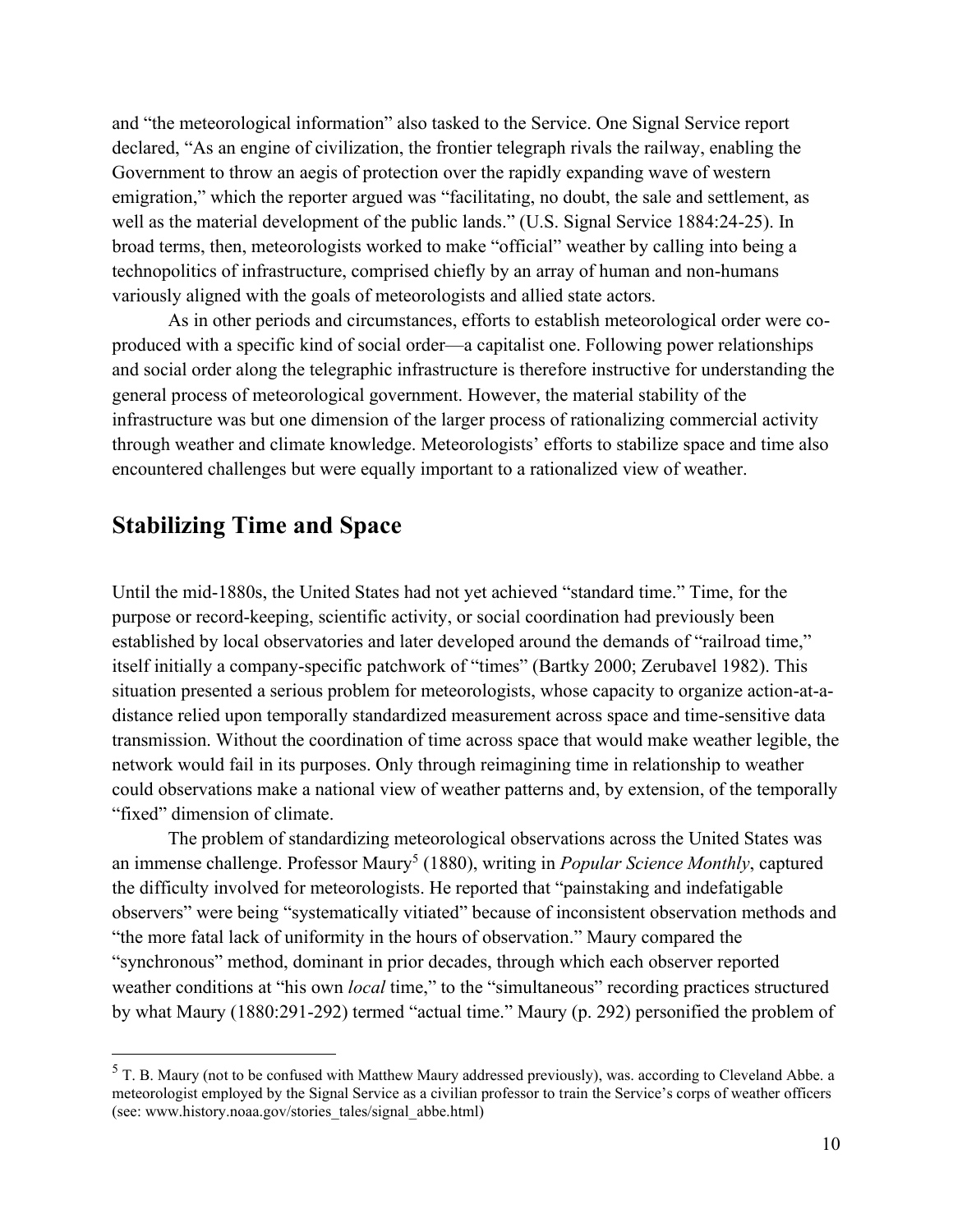and "the meteorological information" also tasked to the Service. One Signal Service report declared, "As an engine of civilization, the frontier telegraph rivals the railway, enabling the Government to throw an aegis of protection over the rapidly expanding wave of western emigration," which the reporter argued was "facilitating, no doubt, the sale and settlement, as well as the material development of the public lands." (U.S. Signal Service 1884:24-25). In broad terms, then, meteorologists worked to make "official" weather by calling into being a technopolitics of infrastructure, comprised chiefly by an array of human and non-humans variously aligned with the goals of meteorologists and allied state actors.

As in other periods and circumstances, efforts to establish meteorological order were co-produced with a specific kind of social order—a capitalist one. Following power relationships and social order along the telegraphic infrastructure is therefore instructive for understanding the general process of meteorological government. However, the material stability of the infrastructure was but one dimension of the larger process of rationalizing commercial activity through weather and climate knowledge. Meteorologists' efforts to stabilize space and time also encountered challenges but were equally important to a rationalized view of weather.

## Stabilizing Time and Space

Until the mid-1880s, the United States had not yet achieved "standard time." Time, for the purpose or record-keeping, scientific activity, or social coordination had previously been established by local observatories and later developed around the demands of "railroad time," itself initially a company-specific patchwork of "times" (Bartky 2000; Zerubavel 1982). This situation presented a serious problem for meteorologists, whose capacity to organize action-at-a-distance relied upon temporally standardized measurement across space and time-sensitive data transmission. Without the coordination of time across space that would make weather legible, the network would fail in its purposes. Only through reimagining time in relationship to weather could observations make a national view of weather patterns and, by extension, of the temporally "fixed" dimension of climate.

The problem of standardizing meteorological observations across the United States was an immense challenge. Professor Maury[5] (1880), writing in *Popular Science Monthly*, captured the difficulty involved for meteorologists. He reported that "painstaking and indefatigable observers" were being "systematically vitiated" because of inconsistent observation methods and "the more fatal lack of uniformity in the hours of observation." Maury compared the "synchronous" method, dominant in prior decades, through which each observer reported weather conditions at "his own *local* time," to the "simultaneous" recording practices structured by what Maury (1880:291-292) termed "actual time." Maury (p. 292) personified the problem of

[5] T. B. Maury (not to be confused with Matthew Maury addressed previously), was. according to Cleveland Abbe. a meteorologist employed by the Signal Service as a civilian professor to train the Service's corps of weather officers (see: www.history.noaa.gov/stories_tales/signal_abbe.html)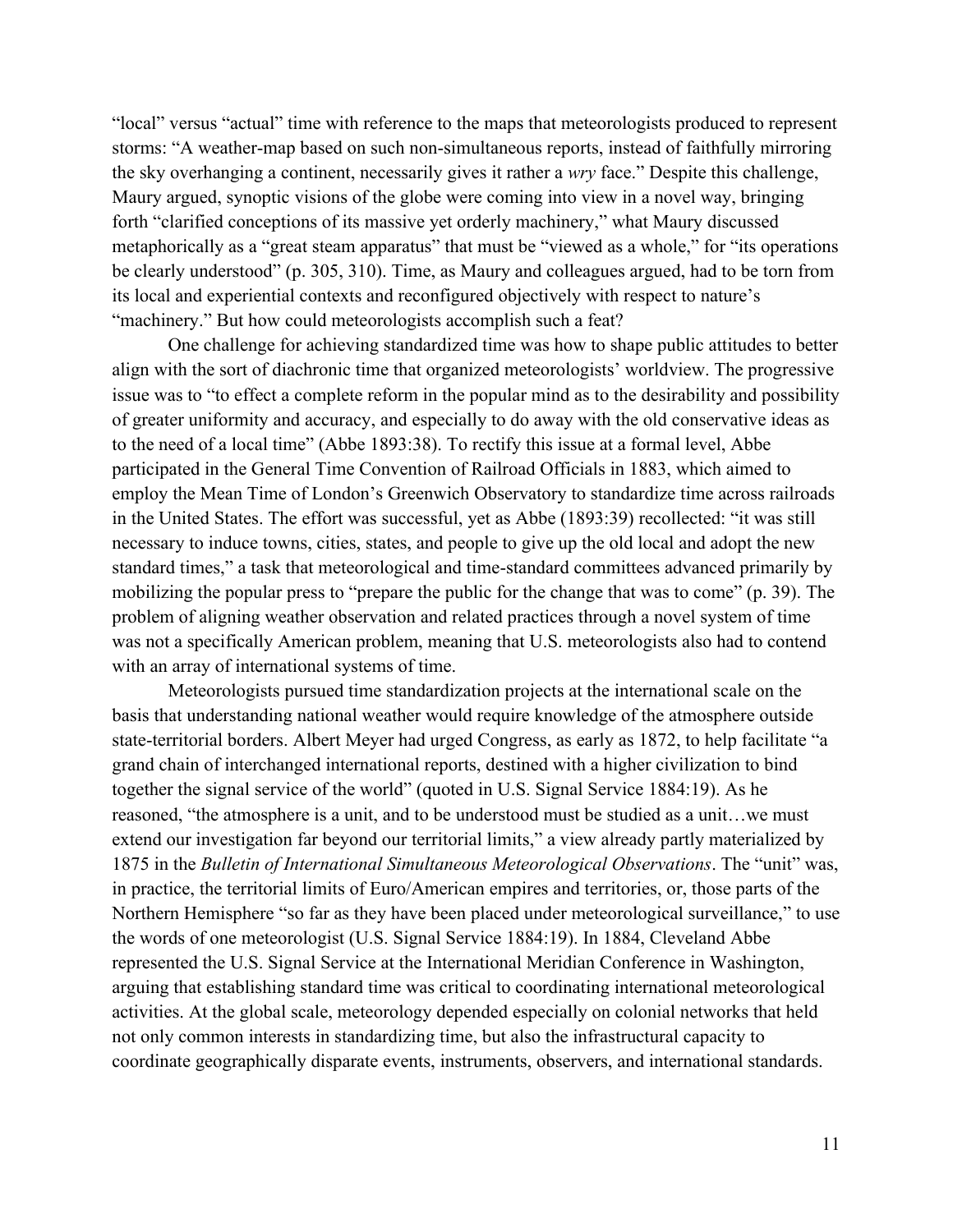"local" versus "actual" time with reference to the maps that meteorologists produced to represent storms: "A weather-map based on such non-simultaneous reports, instead of faithfully mirroring the sky overhanging a continent, necessarily gives it rather a *wry* face." Despite this challenge, Maury argued, synoptic visions of the globe were coming into view in a novel way, bringing forth "clarified conceptions of its massive yet orderly machinery," what Maury discussed metaphorically as a "great steam apparatus" that must be "viewed as a whole," for "its operations be clearly understood" (p. 305, 310). Time, as Maury and colleagues argued, had to be torn from its local and experiential contexts and reconfigured objectively with respect to nature's "machinery." But how could meteorologists accomplish such a feat?

One challenge for achieving standardized time was how to shape public attitudes to better align with the sort of diachronic time that organized meteorologists' worldview. The progressive issue was to "to effect a complete reform in the popular mind as to the desirability and possibility of greater uniformity and accuracy, and especially to do away with the old conservative ideas as to the need of a local time" (Abbe 1893:38). To rectify this issue at a formal level, Abbe participated in the General Time Convention of Railroad Officials in 1883, which aimed to employ the Mean Time of London's Greenwich Observatory to standardize time across railroads in the United States. The effort was successful, yet as Abbe (1893:39) recollected: "it was still necessary to induce towns, cities, states, and people to give up the old local and adopt the new standard times," a task that meteorological and time-standard committees advanced primarily by mobilizing the popular press to "prepare the public for the change that was to come" (p. 39). The problem of aligning weather observation and related practices through a novel system of time was not a specifically American problem, meaning that U.S. meteorologists also had to contend with an array of international systems of time.

Meteorologists pursued time standardization projects at the international scale on the basis that understanding national weather would require knowledge of the atmosphere outside state-territorial borders. Albert Meyer had urged Congress, as early as 1872, to help facilitate "a grand chain of interchanged international reports, destined with a higher civilization to bind together the signal service of the world" (quoted in U.S. Signal Service 1884:19). As he reasoned, "the atmosphere is a unit, and to be understood must be studied as a unit…we must extend our investigation far beyond our territorial limits," a view already partly materialized by 1875 in the *Bulletin of International Simultaneous Meteorological Observations*. The "unit" was, in practice, the territorial limits of Euro/American empires and territories, or, those parts of the Northern Hemisphere "so far as they have been placed under meteorological surveillance," to use the words of one meteorologist (U.S. Signal Service 1884:19). In 1884, Cleveland Abbe represented the U.S. Signal Service at the International Meridian Conference in Washington, arguing that establishing standard time was critical to coordinating international meteorological activities. At the global scale, meteorology depended especially on colonial networks that held not only common interests in standardizing time, but also the infrastructural capacity to coordinate geographically disparate events, instruments, observers, and international standards.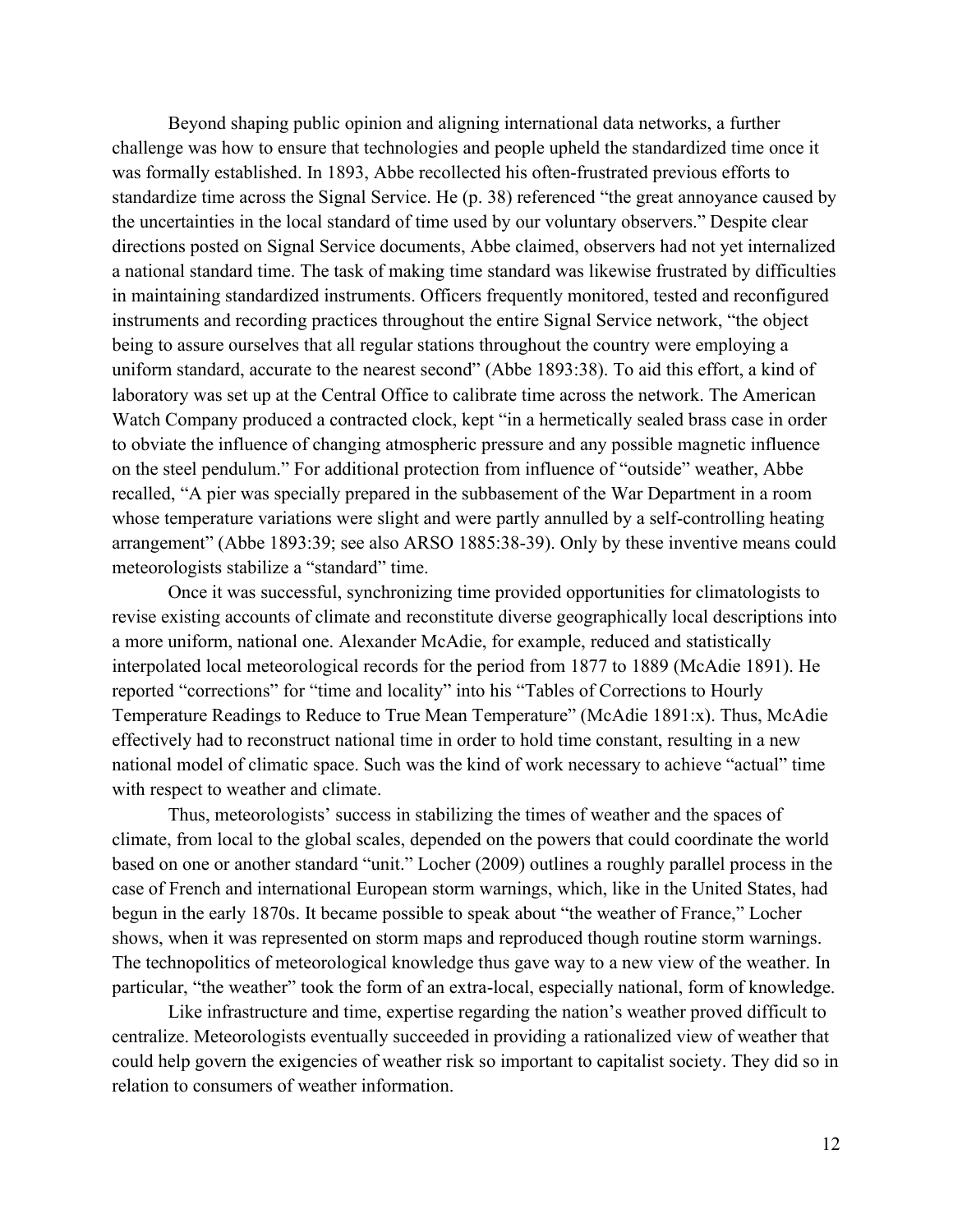Beyond shaping public opinion and aligning international data networks, a further challenge was how to ensure that technologies and people upheld the standardized time once it was formally established. In 1893, Abbe recollected his often-frustrated previous efforts to standardize time across the Signal Service. He (p. 38) referenced "the great annoyance caused by the uncertainties in the local standard of time used by our voluntary observers." Despite clear directions posted on Signal Service documents, Abbe claimed, observers had not yet internalized a national standard time. The task of making time standard was likewise frustrated by difficulties in maintaining standardized instruments. Officers frequently monitored, tested and reconfigured instruments and recording practices throughout the entire Signal Service network, "the object being to assure ourselves that all regular stations throughout the country were employing a uniform standard, accurate to the nearest second" (Abbe 1893:38). To aid this effort, a kind of laboratory was set up at the Central Office to calibrate time across the network. The American Watch Company produced a contracted clock, kept "in a hermetically sealed brass case in order to obviate the influence of changing atmospheric pressure and any possible magnetic influence on the steel pendulum." For additional protection from influence of "outside" weather, Abbe recalled, "A pier was specially prepared in the subbasement of the War Department in a room whose temperature variations were slight and were partly annulled by a self-controlling heating arrangement" (Abbe 1893:39; see also ARSO 1885:38-39). Only by these inventive means could meteorologists stabilize a "standard" time.

Once it was successful, synchronizing time provided opportunities for climatologists to revise existing accounts of climate and reconstitute diverse geographically local descriptions into a more uniform, national one. Alexander McAdie, for example, reduced and statistically interpolated local meteorological records for the period from 1877 to 1889 (McAdie 1891). He reported "corrections" for "time and locality" into his "Tables of Corrections to Hourly Temperature Readings to Reduce to True Mean Temperature" (McAdie 1891:x). Thus, McAdie effectively had to reconstruct national time in order to hold time constant, resulting in a new national model of climatic space. Such was the kind of work necessary to achieve "actual" time with respect to weather and climate.

Thus, meteorologists' success in stabilizing the times of weather and the spaces of climate, from local to the global scales, depended on the powers that could coordinate the world based on one or another standard "unit." Locher (2009) outlines a roughly parallel process in the case of French and international European storm warnings, which, like in the United States, had begun in the early 1870s. It became possible to speak about "the weather of France," Locher shows, when it was represented on storm maps and reproduced though routine storm warnings. The technopolitics of meteorological knowledge thus gave way to a new view of the weather. In particular, "the weather" took the form of an extra-local, especially national, form of knowledge.

Like infrastructure and time, expertise regarding the nation's weather proved difficult to centralize. Meteorologists eventually succeeded in providing a rationalized view of weather that could help govern the exigencies of weather risk so important to capitalist society. They did so in relation to consumers of weather information.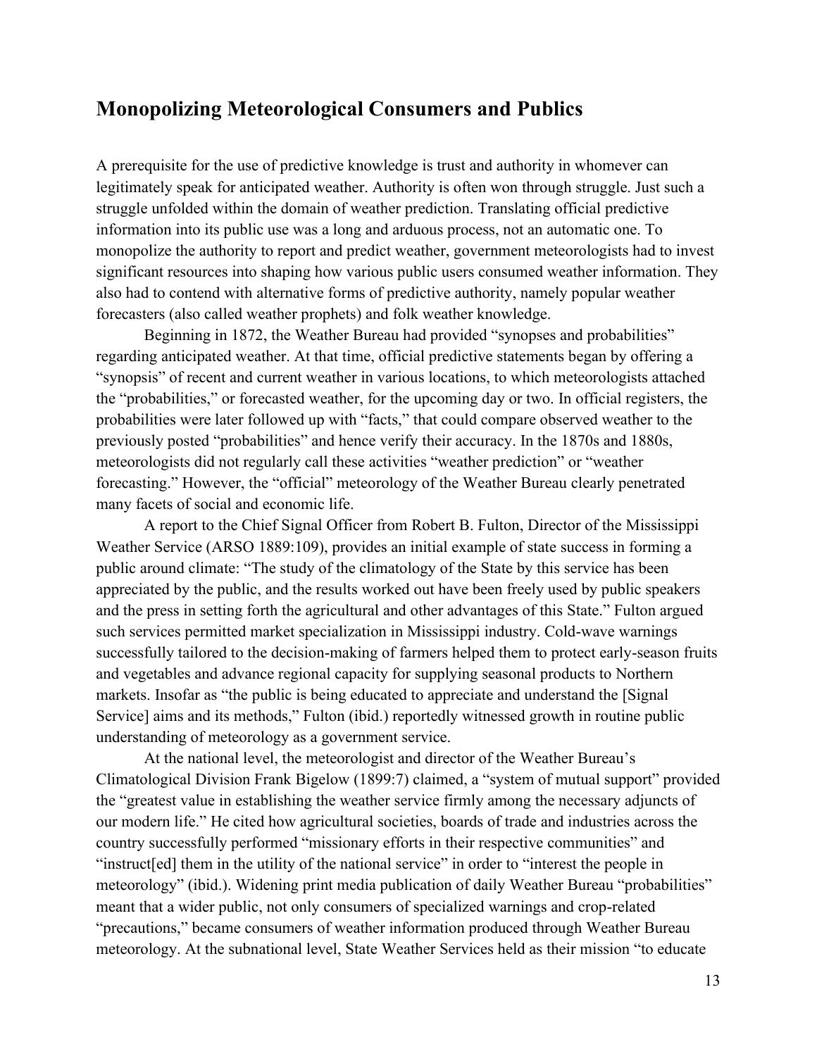## Monopolizing Meteorological Consumers and Publics

A prerequisite for the use of predictive knowledge is trust and authority in whomever can legitimately speak for anticipated weather. Authority is often won through struggle. Just such a struggle unfolded within the domain of weather prediction. Translating official predictive information into its public use was a long and arduous process, not an automatic one. To monopolize the authority to report and predict weather, government meteorologists had to invest significant resources into shaping how various public users consumed weather information. They also had to contend with alternative forms of predictive authority, namely popular weather forecasters (also called weather prophets) and folk weather knowledge.

Beginning in 1872, the Weather Bureau had provided "synopses and probabilities" regarding anticipated weather. At that time, official predictive statements began by offering a "synopsis" of recent and current weather in various locations, to which meteorologists attached the "probabilities," or forecasted weather, for the upcoming day or two. In official registers, the probabilities were later followed up with "facts," that could compare observed weather to the previously posted "probabilities" and hence verify their accuracy. In the 1870s and 1880s, meteorologists did not regularly call these activities "weather prediction" or "weather forecasting." However, the "official" meteorology of the Weather Bureau clearly penetrated many facets of social and economic life.

A report to the Chief Signal Officer from Robert B. Fulton, Director of the Mississippi Weather Service (ARSO 1889:109), provides an initial example of state success in forming a public around climate: "The study of the climatology of the State by this service has been appreciated by the public, and the results worked out have been freely used by public speakers and the press in setting forth the agricultural and other advantages of this State." Fulton argued such services permitted market specialization in Mississippi industry. Cold-wave warnings successfully tailored to the decision-making of farmers helped them to protect early-season fruits and vegetables and advance regional capacity for supplying seasonal products to Northern markets. Insofar as "the public is being educated to appreciate and understand the [Signal Service] aims and its methods," Fulton (ibid.) reportedly witnessed growth in routine public understanding of meteorology as a government service.

At the national level, the meteorologist and director of the Weather Bureau's Climatological Division Frank Bigelow (1899:7) claimed, a "system of mutual support" provided the "greatest value in establishing the weather service firmly among the necessary adjuncts of our modern life." He cited how agricultural societies, boards of trade and industries across the country successfully performed "missionary efforts in their respective communities" and "instruct[ed] them in the utility of the national service" in order to "interest the people in meteorology" (ibid.). Widening print media publication of daily Weather Bureau "probabilities" meant that a wider public, not only consumers of specialized warnings and crop-related "precautions," became consumers of weather information produced through Weather Bureau meteorology. At the subnational level, State Weather Services held as their mission "to educate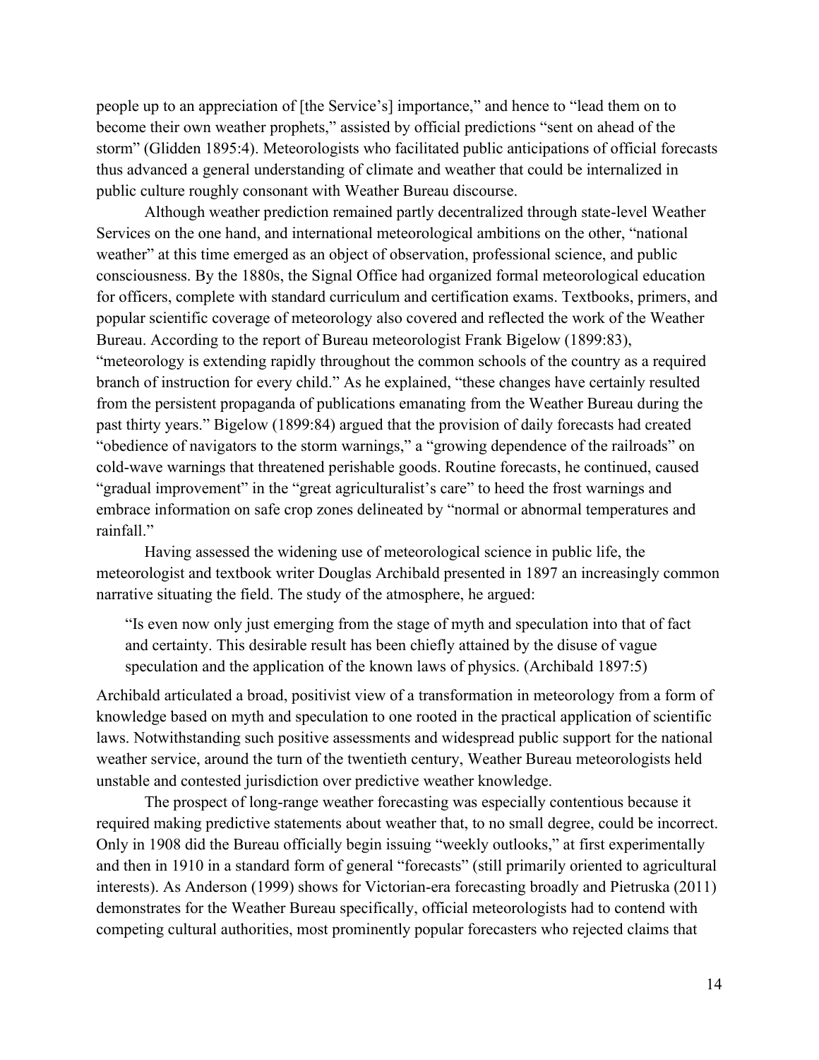people up to an appreciation of [the Service's] importance," and hence to "lead them on to become their own weather prophets," assisted by official predictions "sent on ahead of the storm" (Glidden 1895:4). Meteorologists who facilitated public anticipations of official forecasts thus advanced a general understanding of climate and weather that could be internalized in public culture roughly consonant with Weather Bureau discourse.

Although weather prediction remained partly decentralized through state-level Weather Services on the one hand, and international meteorological ambitions on the other, "national weather" at this time emerged as an object of observation, professional science, and public consciousness. By the 1880s, the Signal Office had organized formal meteorological education for officers, complete with standard curriculum and certification exams. Textbooks, primers, and popular scientific coverage of meteorology also covered and reflected the work of the Weather Bureau. According to the report of Bureau meteorologist Frank Bigelow (1899:83), "meteorology is extending rapidly throughout the common schools of the country as a required branch of instruction for every child." As he explained, "these changes have certainly resulted from the persistent propaganda of publications emanating from the Weather Bureau during the past thirty years." Bigelow (1899:84) argued that the provision of daily forecasts had created "obedience of navigators to the storm warnings," a "growing dependence of the railroads" on cold-wave warnings that threatened perishable goods. Routine forecasts, he continued, caused "gradual improvement" in the "great agriculturalist's care" to heed the frost warnings and embrace information on safe crop zones delineated by "normal or abnormal temperatures and rainfall."

Having assessed the widening use of meteorological science in public life, the meteorologist and textbook writer Douglas Archibald presented in 1897 an increasingly common narrative situating the field. The study of the atmosphere, he argued:

> "Is even now only just emerging from the stage of myth and speculation into that of fact and certainty. This desirable result has been chiefly attained by the disuse of vague speculation and the application of the known laws of physics. (Archibald 1897:5)

Archibald articulated a broad, positivist view of a transformation in meteorology from a form of knowledge based on myth and speculation to one rooted in the practical application of scientific laws. Notwithstanding such positive assessments and widespread public support for the national weather service, around the turn of the twentieth century, Weather Bureau meteorologists held unstable and contested jurisdiction over predictive weather knowledge.

The prospect of long-range weather forecasting was especially contentious because it required making predictive statements about weather that, to no small degree, could be incorrect. Only in 1908 did the Bureau officially begin issuing "weekly outlooks," at first experimentally and then in 1910 in a standard form of general "forecasts" (still primarily oriented to agricultural interests). As Anderson (1999) shows for Victorian-era forecasting broadly and Pietruska (2011) demonstrates for the Weather Bureau specifically, official meteorologists had to contend with competing cultural authorities, most prominently popular forecasters who rejected claims that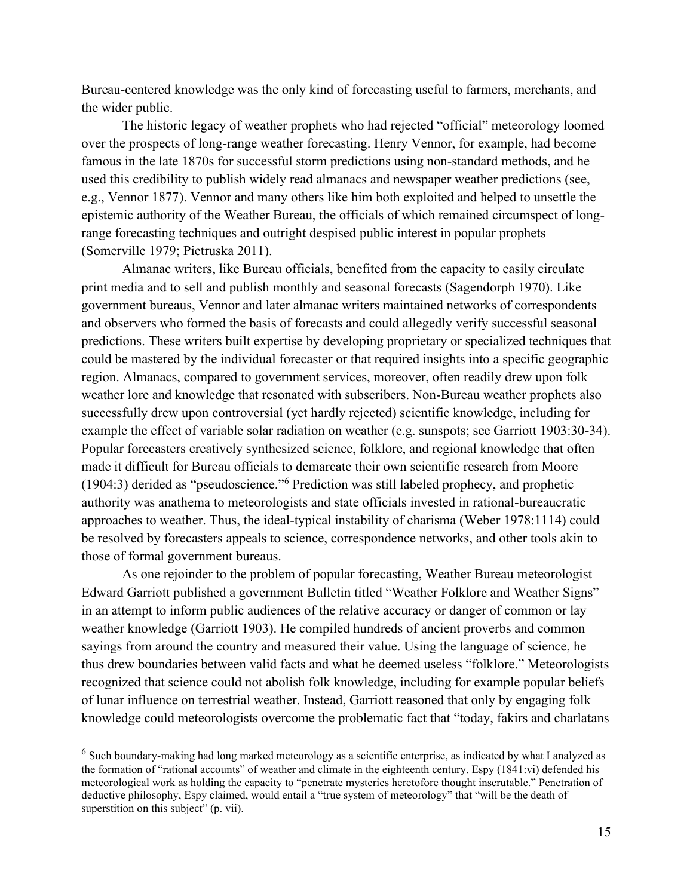Bureau-centered knowledge was the only kind of forecasting useful to farmers, merchants, and the wider public.

The historic legacy of weather prophets who had rejected "official" meteorology loomed over the prospects of long-range weather forecasting. Henry Vennor, for example, had become famous in the late 1870s for successful storm predictions using non-standard methods, and he used this credibility to publish widely read almanacs and newspaper weather predictions (see, e.g., Vennor 1877). Vennor and many others like him both exploited and helped to unsettle the epistemic authority of the Weather Bureau, the officials of which remained circumspect of long-range forecasting techniques and outright despised public interest in popular prophets (Somerville 1979; Pietruska 2011).

Almanac writers, like Bureau officials, benefited from the capacity to easily circulate print media and to sell and publish monthly and seasonal forecasts (Sagendorph 1970). Like government bureaus, Vennor and later almanac writers maintained networks of correspondents and observers who formed the basis of forecasts and could allegedly verify successful seasonal predictions. These writers built expertise by developing proprietary or specialized techniques that could be mastered by the individual forecaster or that required insights into a specific geographic region. Almanacs, compared to government services, moreover, often readily drew upon folk weather lore and knowledge that resonated with subscribers. Non-Bureau weather prophets also successfully drew upon controversial (yet hardly rejected) scientific knowledge, including for example the effect of variable solar radiation on weather (e.g. sunspots; see Garriott 1903:30-34). Popular forecasters creatively synthesized science, folklore, and regional knowledge that often made it difficult for Bureau officials to demarcate their own scientific research from Moore (1904:3) derided as "pseudoscience."[6] Prediction was still labeled prophecy, and prophetic authority was anathema to meteorologists and state officials invested in rational-bureaucratic approaches to weather. Thus, the ideal-typical instability of charisma (Weber 1978:1114) could be resolved by forecasters appeals to science, correspondence networks, and other tools akin to those of formal government bureaus.

As one rejoinder to the problem of popular forecasting, Weather Bureau meteorologist Edward Garriott published a government Bulletin titled "Weather Folklore and Weather Signs" in an attempt to inform public audiences of the relative accuracy or danger of common or lay weather knowledge (Garriott 1903). He compiled hundreds of ancient proverbs and common sayings from around the country and measured their value. Using the language of science, he thus drew boundaries between valid facts and what he deemed useless "folklore." Meteorologists recognized that science could not abolish folk knowledge, including for example popular beliefs of lunar influence on terrestrial weather. Instead, Garriott reasoned that only by engaging folk knowledge could meteorologists overcome the problematic fact that "today, fakirs and charlatans

---

[6] Such boundary-making had long marked meteorology as a scientific enterprise, as indicated by what I analyzed as the formation of "rational accounts" of weather and climate in the eighteenth century. Espy (1841:vi) defended his meteorological work as holding the capacity to "penetrate mysteries heretofore thought inscrutable." Penetration of deductive philosophy, Espy claimed, would entail a "true system of meteorology" that "will be the death of superstition on this subject" (p. vii).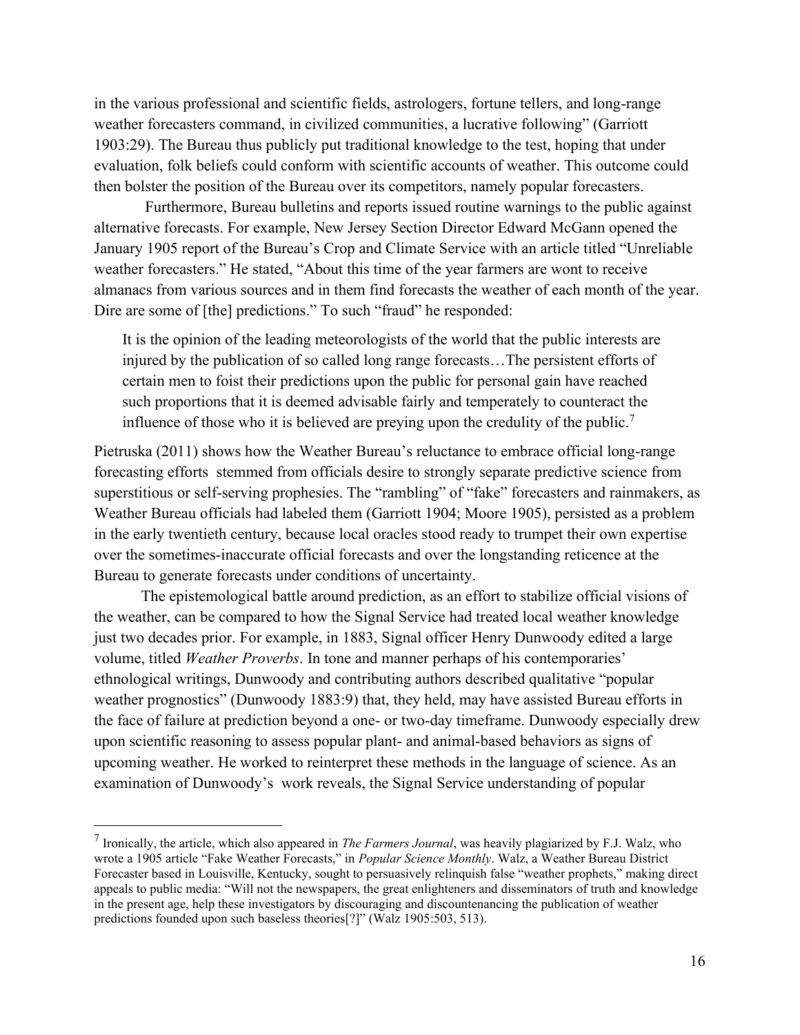in the various professional and scientific fields, astrologers, fortune tellers, and long-range weather forecasters command, in civilized communities, a lucrative following" (Garriott 1903:29). The Bureau thus publicly put traditional knowledge to the test, hoping that under evaluation, folk beliefs could conform with scientific accounts of weather. This outcome could then bolster the position of the Bureau over its competitors, namely popular forecasters.

Furthermore, Bureau bulletins and reports issued routine warnings to the public against alternative forecasts. For example, New Jersey Section Director Edward McGann opened the January 1905 report of the Bureau's Crop and Climate Service with an article titled "Unreliable weather forecasters." He stated, "About this time of the year farmers are wont to receive almanacs from various sources and in them find forecasts the weather of each month of the year. Dire are some of [the] predictions." To such "fraud" he responded:

> It is the opinion of the leading meteorologists of the world that the public interests are injured by the publication of so called long range forecasts…The persistent efforts of certain men to foist their predictions upon the public for personal gain have reached such proportions that it is deemed advisable fairly and temperately to counteract the influence of those who it is believed are preying upon the credulity of the public.[7]

Pietruska (2011) shows how the Weather Bureau's reluctance to embrace official long-range forecasting efforts stemmed from officials desire to strongly separate predictive science from superstitious or self-serving prophesies. The "rambling" of "fake" forecasters and rainmakers, as Weather Bureau officials had labeled them (Garriott 1904; Moore 1905), persisted as a problem in the early twentieth century, because local oracles stood ready to trumpet their own expertise over the sometimes-inaccurate official forecasts and over the longstanding reticence at the Bureau to generate forecasts under conditions of uncertainty.

The epistemological battle around prediction, as an effort to stabilize official visions of the weather, can be compared to how the Signal Service had treated local weather knowledge just two decades prior. For example, in 1883, Signal officer Henry Dunwoody edited a large volume, titled *Weather Proverbs*. In tone and manner perhaps of his contemporaries' ethnological writings, Dunwoody and contributing authors described qualitative "popular weather prognostics" (Dunwoody 1883:9) that, they held, may have assisted Bureau efforts in the face of failure at prediction beyond a one- or two-day timeframe. Dunwoody especially drew upon scientific reasoning to assess popular plant- and animal-based behaviors as signs of upcoming weather. He worked to reinterpret these methods in the language of science. As an examination of Dunwoody's work reveals, the Signal Service understanding of popular

---

[7] Ironically, the article, which also appeared in *The Farmers Journal*, was heavily plagiarized by F.J. Walz, who wrote a 1905 article "Fake Weather Forecasts," in *Popular Science Monthly*. Walz, a Weather Bureau District Forecaster based in Louisville, Kentucky, sought to persuasively relinquish false "weather prophets," making direct appeals to public media: "Will not the newspapers, the great enlighteners and disseminators of truth and knowledge in the present age, help these investigators by discouraging and discountenancing the publication of weather predictions founded upon such baseless theories[?]" (Walz 1905:503, 513).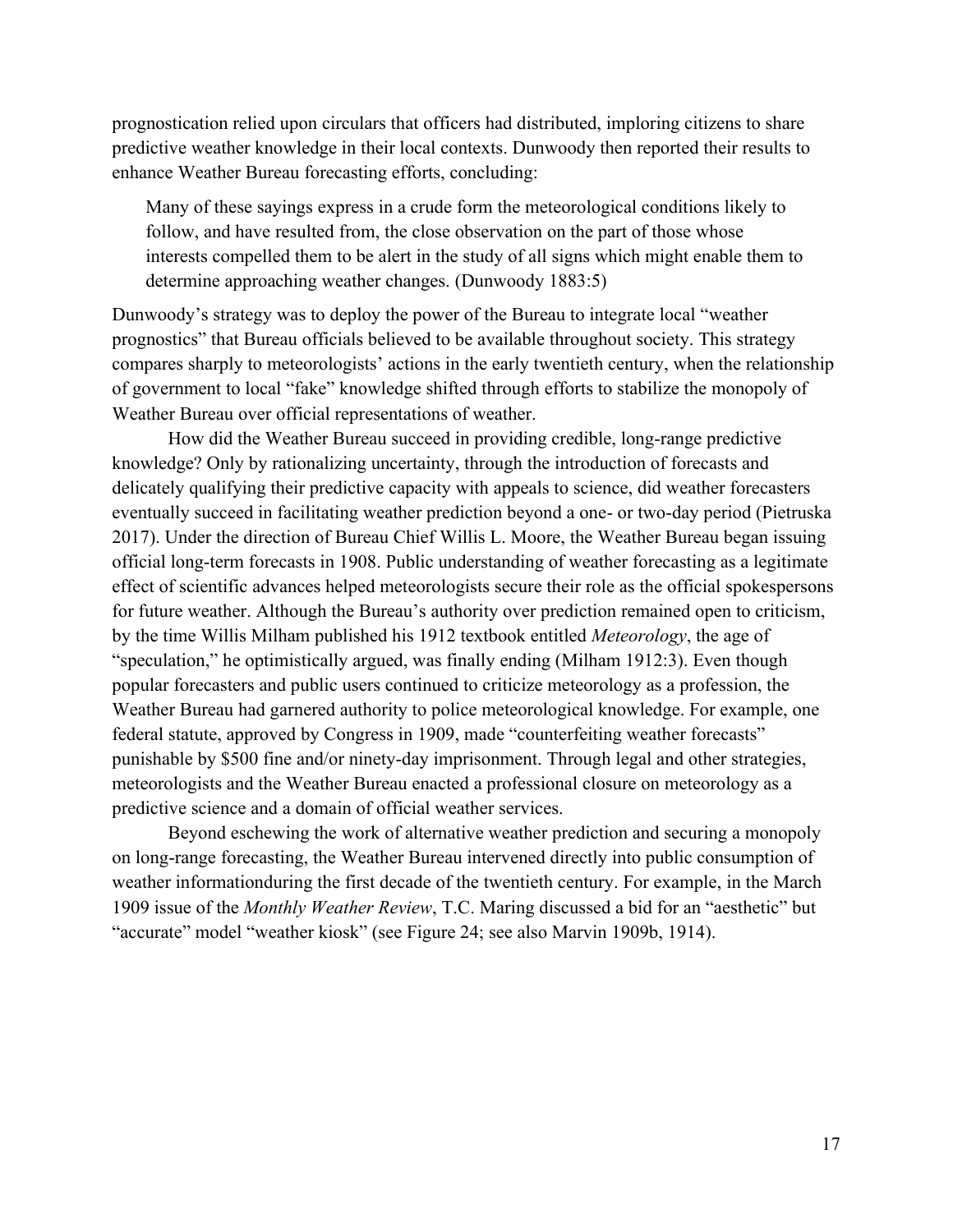prognostication relied upon circulars that officers had distributed, imploring citizens to share predictive weather knowledge in their local contexts. Dunwoody then reported their results to enhance Weather Bureau forecasting efforts, concluding:

> Many of these sayings express in a crude form the meteorological conditions likely to follow, and have resulted from, the close observation on the part of those whose interests compelled them to be alert in the study of all signs which might enable them to determine approaching weather changes. (Dunwoody 1883:5)

Dunwoody's strategy was to deploy the power of the Bureau to integrate local "weather prognostics" that Bureau officials believed to be available throughout society. This strategy compares sharply to meteorologists' actions in the early twentieth century, when the relationship of government to local "fake" knowledge shifted through efforts to stabilize the monopoly of Weather Bureau over official representations of weather.

How did the Weather Bureau succeed in providing credible, long-range predictive knowledge? Only by rationalizing uncertainty, through the introduction of forecasts and delicately qualifying their predictive capacity with appeals to science, did weather forecasters eventually succeed in facilitating weather prediction beyond a one- or two-day period (Pietruska 2017). Under the direction of Bureau Chief Willis L. Moore, the Weather Bureau began issuing official long-term forecasts in 1908. Public understanding of weather forecasting as a legitimate effect of scientific advances helped meteorologists secure their role as the official spokespersons for future weather. Although the Bureau's authority over prediction remained open to criticism, by the time Willis Milham published his 1912 textbook entitled *Meteorology*, the age of "speculation," he optimistically argued, was finally ending (Milham 1912:3). Even though popular forecasters and public users continued to criticize meteorology as a profession, the Weather Bureau had garnered authority to police meteorological knowledge. For example, one federal statute, approved by Congress in 1909, made "counterfeiting weather forecasts" punishable by $500 fine and/or ninety-day imprisonment. Through legal and other strategies, meteorologists and the Weather Bureau enacted a professional closure on meteorology as a predictive science and a domain of official weather services.

Beyond eschewing the work of alternative weather prediction and securing a monopoly on long-range forecasting, the Weather Bureau intervened directly into public consumption of weather informationduring the first decade of the twentieth century. For example, in the March 1909 issue of the *Monthly Weather Review*, T.C. Maring discussed a bid for an "aesthetic" but "accurate" model "weather kiosk" (see Figure 24; see also Marvin 1909b, 1914).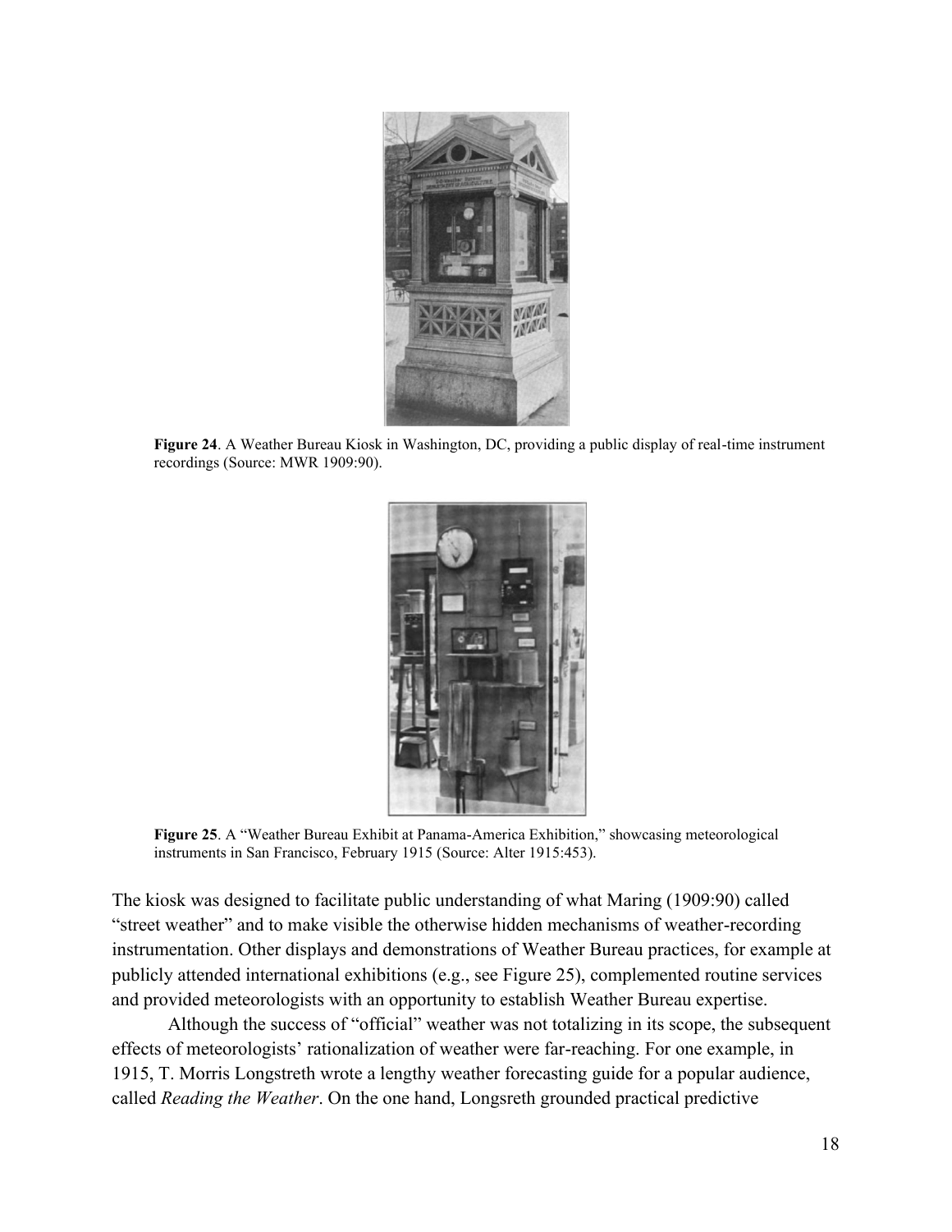**Figure 24**. A Weather Bureau Kiosk in Washington, DC, providing a public display of real-time instrument recordings (Source: MWR 1909:90).

**Figure 25**. A "Weather Bureau Exhibit at Panama-America Exhibition," showcasing meteorological instruments in San Francisco, February 1915 (Source: Alter 1915:453).

The kiosk was designed to facilitate public understanding of what Maring (1909:90) called "street weather" and to make visible the otherwise hidden mechanisms of weather-recording instrumentation. Other displays and demonstrations of Weather Bureau practices, for example at publicly attended international exhibitions (e.g., see Figure 25), complemented routine services and provided meteorologists with an opportunity to establish Weather Bureau expertise.

Although the success of "official" weather was not totalizing in its scope, the subsequent effects of meteorologists' rationalization of weather were far-reaching. For one example, in 1915, T. Morris Longstreth wrote a lengthy weather forecasting guide for a popular audience, called *Reading the Weather*. On the one hand, Longsreth grounded practical predictive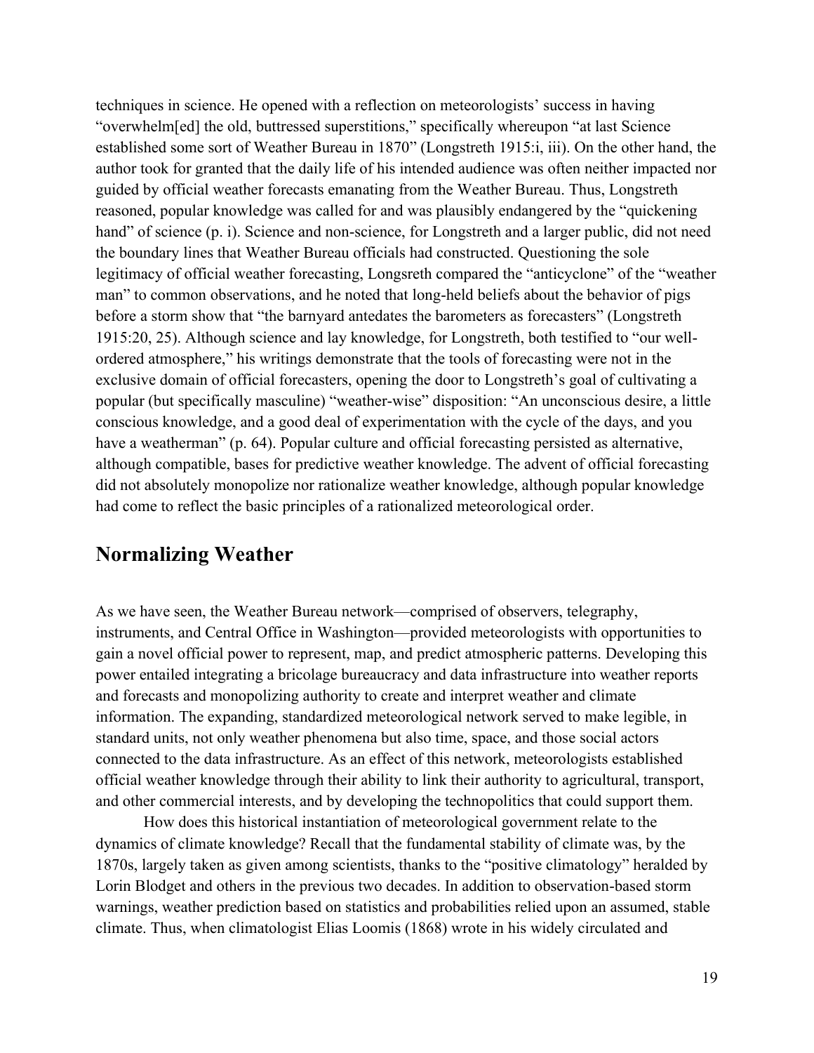techniques in science. He opened with a reflection on meteorologists' success in having "overwhelm[ed] the old, buttressed superstitions," specifically whereupon "at last Science established some sort of Weather Bureau in 1870" (Longstreth 1915:i, iii). On the other hand, the author took for granted that the daily life of his intended audience was often neither impacted nor guided by official weather forecasts emanating from the Weather Bureau. Thus, Longstreth reasoned, popular knowledge was called for and was plausibly endangered by the "quickening hand" of science (p. i). Science and non-science, for Longstreth and a larger public, did not need the boundary lines that Weather Bureau officials had constructed. Questioning the sole legitimacy of official weather forecasting, Longsreth compared the "anticyclone" of the "weather man" to common observations, and he noted that long-held beliefs about the behavior of pigs before a storm show that "the barnyard antedates the barometers as forecasters" (Longstreth 1915:20, 25). Although science and lay knowledge, for Longstreth, both testified to "our well-ordered atmosphere," his writings demonstrate that the tools of forecasting were not in the exclusive domain of official forecasters, opening the door to Longstreth's goal of cultivating a popular (but specifically masculine) "weather-wise" disposition: "An unconscious desire, a little conscious knowledge, and a good deal of experimentation with the cycle of the days, and you have a weatherman" (p. 64). Popular culture and official forecasting persisted as alternative, although compatible, bases for predictive weather knowledge. The advent of official forecasting did not absolutely monopolize nor rationalize weather knowledge, although popular knowledge had come to reflect the basic principles of a rationalized meteorological order.

## Normalizing Weather

As we have seen, the Weather Bureau network—comprised of observers, telegraphy, instruments, and Central Office in Washington—provided meteorologists with opportunities to gain a novel official power to represent, map, and predict atmospheric patterns. Developing this power entailed integrating a bricolage bureaucracy and data infrastructure into weather reports and forecasts and monopolizing authority to create and interpret weather and climate information. The expanding, standardized meteorological network served to make legible, in standard units, not only weather phenomena but also time, space, and those social actors connected to the data infrastructure. As an effect of this network, meteorologists established official weather knowledge through their ability to link their authority to agricultural, transport, and other commercial interests, and by developing the technopolitics that could support them.

How does this historical instantiation of meteorological government relate to the dynamics of climate knowledge? Recall that the fundamental stability of climate was, by the 1870s, largely taken as given among scientists, thanks to the "positive climatology" heralded by Lorin Blodget and others in the previous two decades. In addition to observation-based storm warnings, weather prediction based on statistics and probabilities relied upon an assumed, stable climate. Thus, when climatologist Elias Loomis (1868) wrote in his widely circulated and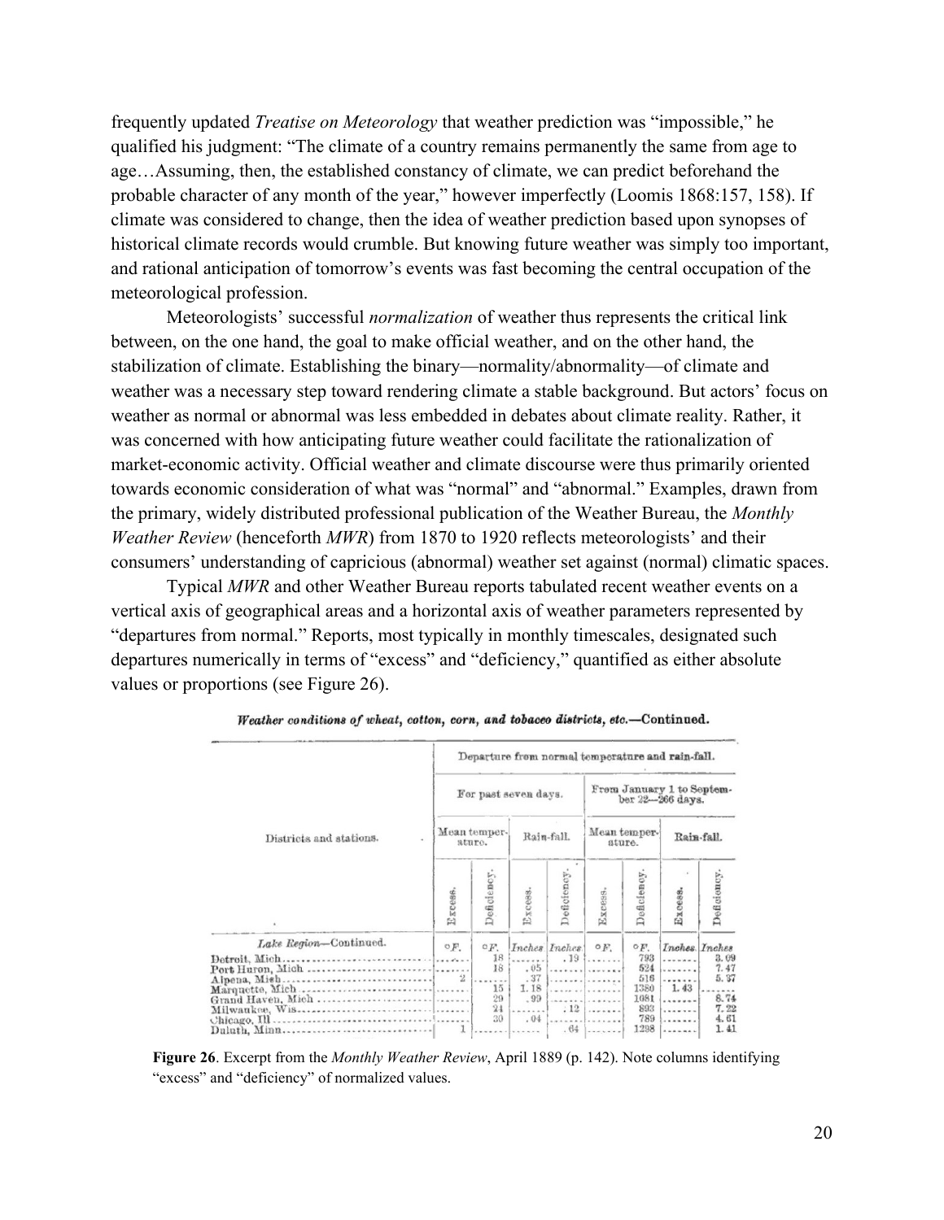frequently updated *Treatise on Meteorology* that weather prediction was "impossible," he qualified his judgment: "The climate of a country remains permanently the same from age to age…Assuming, then, the established constancy of climate, we can predict beforehand the probable character of any month of the year," however imperfectly (Loomis 1868:157, 158). If climate was considered to change, then the idea of weather prediction based upon synopses of historical climate records would crumble. But knowing future weather was simply too important, and rational anticipation of tomorrow's events was fast becoming the central occupation of the meteorological profession.

Meteorologists' successful *normalization* of weather thus represents the critical link between, on the one hand, the goal to make official weather, and on the other hand, the stabilization of climate. Establishing the binary—normality/abnormality—of climate and weather was a necessary step toward rendering climate a stable background. But actors' focus on weather as normal or abnormal was less embedded in debates about climate reality. Rather, it was concerned with how anticipating future weather could facilitate the rationalization of market-economic activity. Official weather and climate discourse were thus primarily oriented towards economic consideration of what was "normal" and "abnormal." Examples, drawn from the primary, widely distributed professional publication of the Weather Bureau, the *Monthly Weather Review* (henceforth *MWR*) from 1870 to 1920 reflects meteorologists' and their consumers' understanding of capricious (abnormal) weather set against (normal) climatic spaces.

Typical *MWR* and other Weather Bureau reports tabulated recent weather events on a vertical axis of geographical areas and a horizontal axis of weather parameters represented by "departures from normal." Reports, most typically in monthly timescales, designated such departures numerically in terms of "excess" and "deficiency," quantified as either absolute values or proportions (see Figure 26).

*Weather conditions of wheat, cotton, corn, and tobacco districts, etc.*—**Continued.**

| Districts and stations. | Departure from normal temperature and rain-fall. | | | | | | | |
|---|---|---|---|---|---|---|---|---|
| | For past seven days. | | | | From January 1 to September 22—266 days. | | | |
| | Mean temperature. | | Rain-fall. | | Mean temperature. | | Rain-fall. | |
| | Excess. | Deficiency. | Excess. | Deficiency. | Excess. | Deficiency. | Excess. | Deficiency. |
| *Lake Region*—Continued. | °F. | °F. | *Inches* | *Inches* | °F. | °F. | *Inches.* | *Inches* |
| Detroit, Mich | | 18 | | .19 | | 793 | | 3.09 |
| Port Huron, Mich | | 18 | .05 | | | 524 | | 7.47 |
| Alpena, Mich | 2 | | .37 | | | 516 | | 5.37 |
| Marquette, Mich | | 15 | 1.18 | | | 1380 | 1.43 | |
| Grand Haven, Mich | | 20 | .99 | | | 1081 | | 8.74 |
| Milwaukee, Wis | | 24 | | .12 | | 893 | | 7.22 |
| Chicago, Ill | | 30 | .04 | | | 789 | | 4.61 |
| Duluth, Minn | 1 | | | .64 | | 1298 | | 1.41 |

**Figure 26**. Excerpt from the *Monthly Weather Review*, April 1889 (p. 142). Note columns identifying "excess" and "deficiency" of normalized values.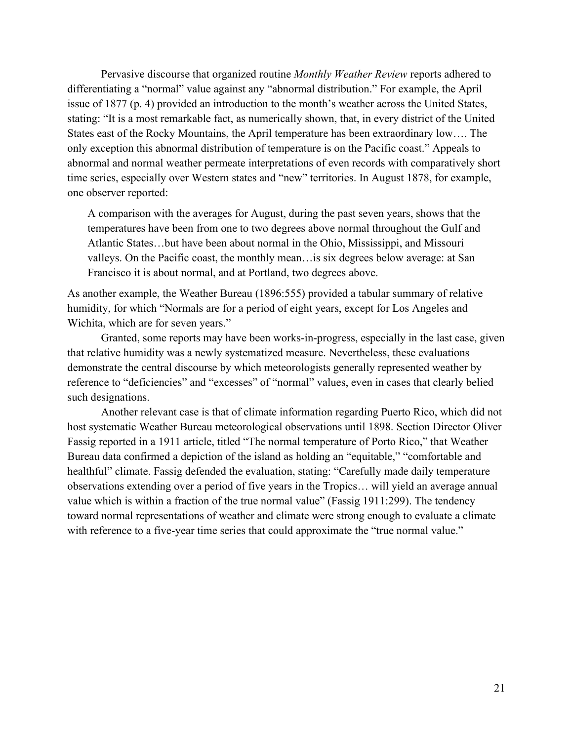Pervasive discourse that organized routine *Monthly Weather Review* reports adhered to differentiating a "normal" value against any "abnormal distribution." For example, the April issue of 1877 (p. 4) provided an introduction to the month's weather across the United States, stating: "It is a most remarkable fact, as numerically shown, that, in every district of the United States east of the Rocky Mountains, the April temperature has been extraordinary low…. The only exception this abnormal distribution of temperature is on the Pacific coast." Appeals to abnormal and normal weather permeate interpretations of even records with comparatively short time series, especially over Western states and "new" territories. In August 1878, for example, one observer reported:

> A comparison with the averages for August, during the past seven years, shows that the temperatures have been from one to two degrees above normal throughout the Gulf and Atlantic States…but have been about normal in the Ohio, Mississippi, and Missouri valleys. On the Pacific coast, the monthly mean…is six degrees below average: at San Francisco it is about normal, and at Portland, two degrees above.

As another example, the Weather Bureau (1896:555) provided a tabular summary of relative humidity, for which "Normals are for a period of eight years, except for Los Angeles and Wichita, which are for seven years."

Granted, some reports may have been works-in-progress, especially in the last case, given that relative humidity was a newly systematized measure. Nevertheless, these evaluations demonstrate the central discourse by which meteorologists generally represented weather by reference to "deficiencies" and "excesses" of "normal" values, even in cases that clearly belied such designations.

Another relevant case is that of climate information regarding Puerto Rico, which did not host systematic Weather Bureau meteorological observations until 1898. Section Director Oliver Fassig reported in a 1911 article, titled "The normal temperature of Porto Rico," that Weather Bureau data confirmed a depiction of the island as holding an "equitable," "comfortable and healthful" climate. Fassig defended the evaluation, stating: "Carefully made daily temperature observations extending over a period of five years in the Tropics… will yield an average annual value which is within a fraction of the true normal value" (Fassig 1911:299). The tendency toward normal representations of weather and climate were strong enough to evaluate a climate with reference to a five-year time series that could approximate the "true normal value."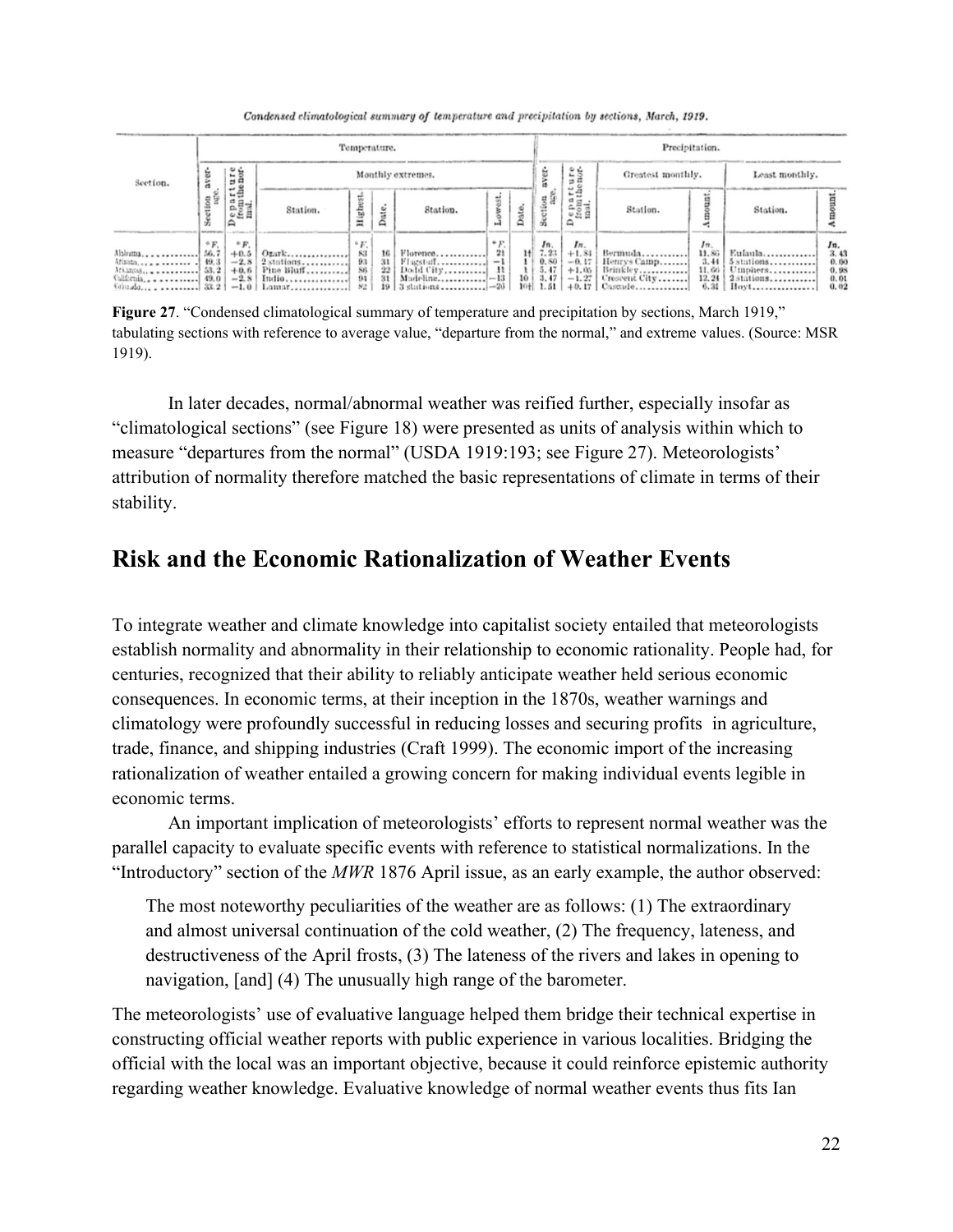*Condensed climatological summary of temperature and precipitation by sections, March, 1919.*

| Section. | Temperature. | | | | | | | | Precipitation. | | | | | |
|---|---|---|---|---|---|---|---|---|---|---|---|---|---|---|
| | Section average. | Departure from the normal. | Monthly extremes. | | | | | | Section average. | Departure from the normal. | Greatest monthly. | | Least monthly. | |
| | | | Station. | Highest. | Date. | Station. | Lowest. | Date. | | | Station. | Amount. | Station. | Amount. |
| | °F. | °F. | | °F. | | | °F. | | In. | In. | | In. | | In. |
| Alabama | 56.7 | +0.5 | Ozark | 83 | 16 | Florence | 21 | 1† | 7.23 | +1.84 | Bermuda | 11.86 | Eufaula | 3.43 |
| Arizona | 49.3 | −2.8 | 2 stations | 93 | 31 | Flagstaff | −1 | 1 | 0.80 | −0.17 | Henrys Camp | 3.44 | 5 stations | 0.00 |
| Arkansas | 53.2 | +0.6 | Pine Bluff | 86 | 22 | Dodd City | 11 | 1 | 5.47 | +1.05 | Brinkley | 11.66 | Umphers | 0.98 |
| California | 49.0 | −2.8 | Indio | 94 | 31 | Madeline | −13 | 10 | 3.47 | −1.27 | Crescent City | 12.24 | 2 stations | 0.01 |
| Colorado | 33.2 | −1.0 | Lamar | 82 | 19 | 3 stations | −20 | 10† | 1.51 | +0.17 | Cascade | 6.31 | Hoyt | 0.02 |

**Figure 27**. "Condensed climatological summary of temperature and precipitation by sections, March 1919," tabulating sections with reference to average value, "departure from the normal," and extreme values. (Source: MSR 1919).

In later decades, normal/abnormal weather was reified further, especially insofar as "climatological sections" (see Figure 18) were presented as units of analysis within which to measure "departures from the normal" (USDA 1919:193; see Figure 27). Meteorologists' attribution of normality therefore matched the basic representations of climate in terms of their stability.

## Risk and the Economic Rationalization of Weather Events

To integrate weather and climate knowledge into capitalist society entailed that meteorologists establish normality and abnormality in their relationship to economic rationality. People had, for centuries, recognized that their ability to reliably anticipate weather held serious economic consequences. In economic terms, at their inception in the 1870s, weather warnings and climatology were profoundly successful in reducing losses and securing profits in agriculture, trade, finance, and shipping industries (Craft 1999). The economic import of the increasing rationalization of weather entailed a growing concern for making individual events legible in economic terms.

An important implication of meteorologists' efforts to represent normal weather was the parallel capacity to evaluate specific events with reference to statistical normalizations. In the "Introductory" section of the *MWR* 1876 April issue, as an early example, the author observed:

> The most noteworthy peculiarities of the weather are as follows: (1) The extraordinary and almost universal continuation of the cold weather, (2) The frequency, lateness, and destructiveness of the April frosts, (3) The lateness of the rivers and lakes in opening to navigation, [and] (4) The unusually high range of the barometer.

The meteorologists' use of evaluative language helped them bridge their technical expertise in constructing official weather reports with public experience in various localities. Bridging the official with the local was an important objective, because it could reinforce epistemic authority regarding weather knowledge. Evaluative knowledge of normal weather events thus fits Ian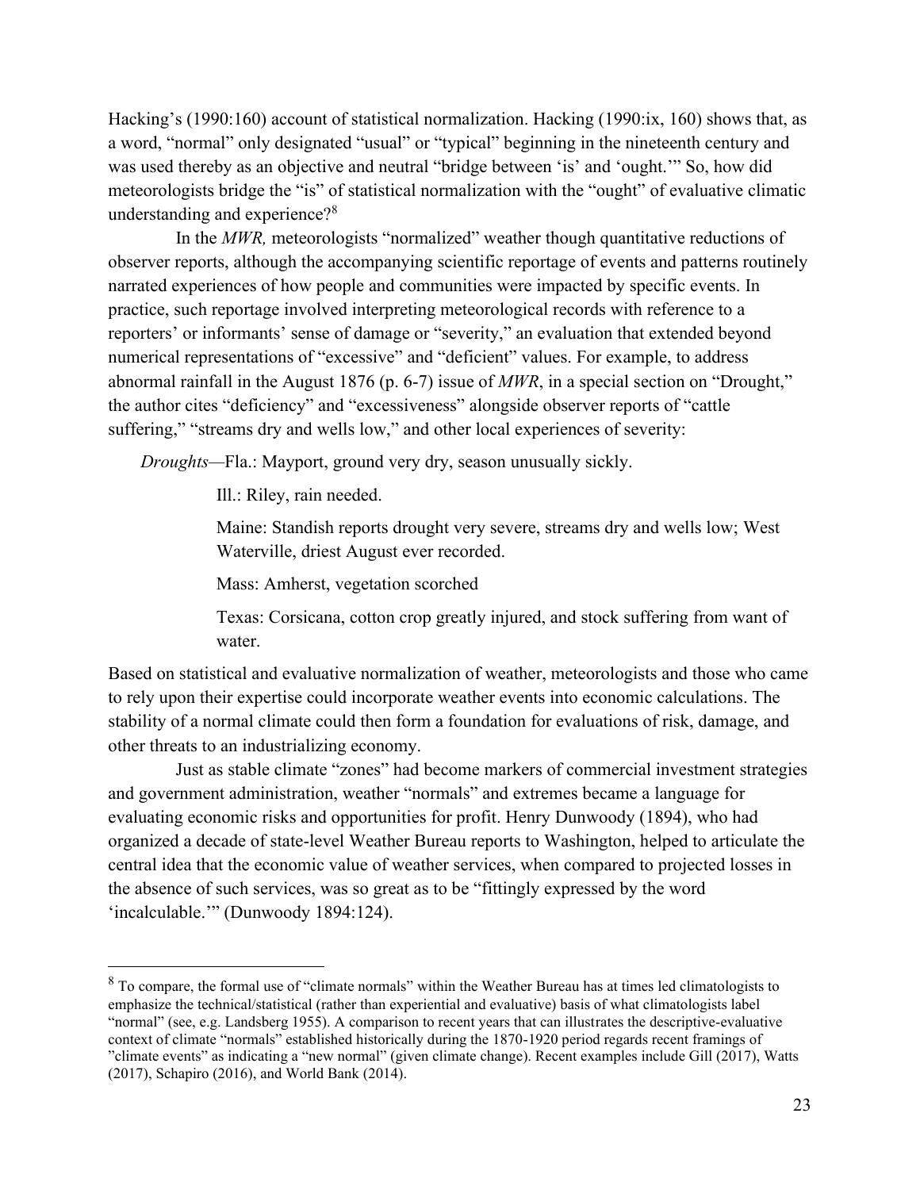Hacking's (1990:160) account of statistical normalization. Hacking (1990:ix, 160) shows that, as a word, "normal" only designated "usual" or "typical" beginning in the nineteenth century and was used thereby as an objective and neutral "bridge between 'is' and 'ought.'" So, how did meteorologists bridge the "is" of statistical normalization with the "ought" of evaluative climatic understanding and experience?[8]

In the *MWR,* meteorologists "normalized" weather though quantitative reductions of observer reports, although the accompanying scientific reportage of events and patterns routinely narrated experiences of how people and communities were impacted by specific events. In practice, such reportage involved interpreting meteorological records with reference to a reporters' or informants' sense of damage or "severity," an evaluation that extended beyond numerical representations of "excessive" and "deficient" values. For example, to address abnormal rainfall in the August 1876 (p. 6-7) issue of *MWR*, in a special section on "Drought," the author cites "deficiency" and "excessiveness" alongside observer reports of "cattle suffering," "streams dry and wells low," and other local experiences of severity:

> *Droughts*—Fla.: Mayport, ground very dry, season unusually sickly.
>
> Ill.: Riley, rain needed.
>
> Maine: Standish reports drought very severe, streams dry and wells low; West Waterville, driest August ever recorded.
>
> Mass: Amherst, vegetation scorched
>
> Texas: Corsicana, cotton crop greatly injured, and stock suffering from want of water.

Based on statistical and evaluative normalization of weather, meteorologists and those who came to rely upon their expertise could incorporate weather events into economic calculations. The stability of a normal climate could then form a foundation for evaluations of risk, damage, and other threats to an industrializing economy.

Just as stable climate "zones" had become markers of commercial investment strategies and government administration, weather "normals" and extremes became a language for evaluating economic risks and opportunities for profit. Henry Dunwoody (1894), who had organized a decade of state-level Weather Bureau reports to Washington, helped to articulate the central idea that the economic value of weather services, when compared to projected losses in the absence of such services, was so great as to be "fittingly expressed by the word 'incalculable.'" (Dunwoody 1894:124).

---

[8] To compare, the formal use of "climate normals" within the Weather Bureau has at times led climatologists to emphasize the technical/statistical (rather than experiential and evaluative) basis of what climatologists label "normal" (see, e.g. Landsberg 1955). A comparison to recent years that can illustrates the descriptive-evaluative context of climate "normals" established historically during the 1870-1920 period regards recent framings of "climate events" as indicating a "new normal" (given climate change). Recent examples include Gill (2017), Watts (2017), Schapiro (2016), and World Bank (2014).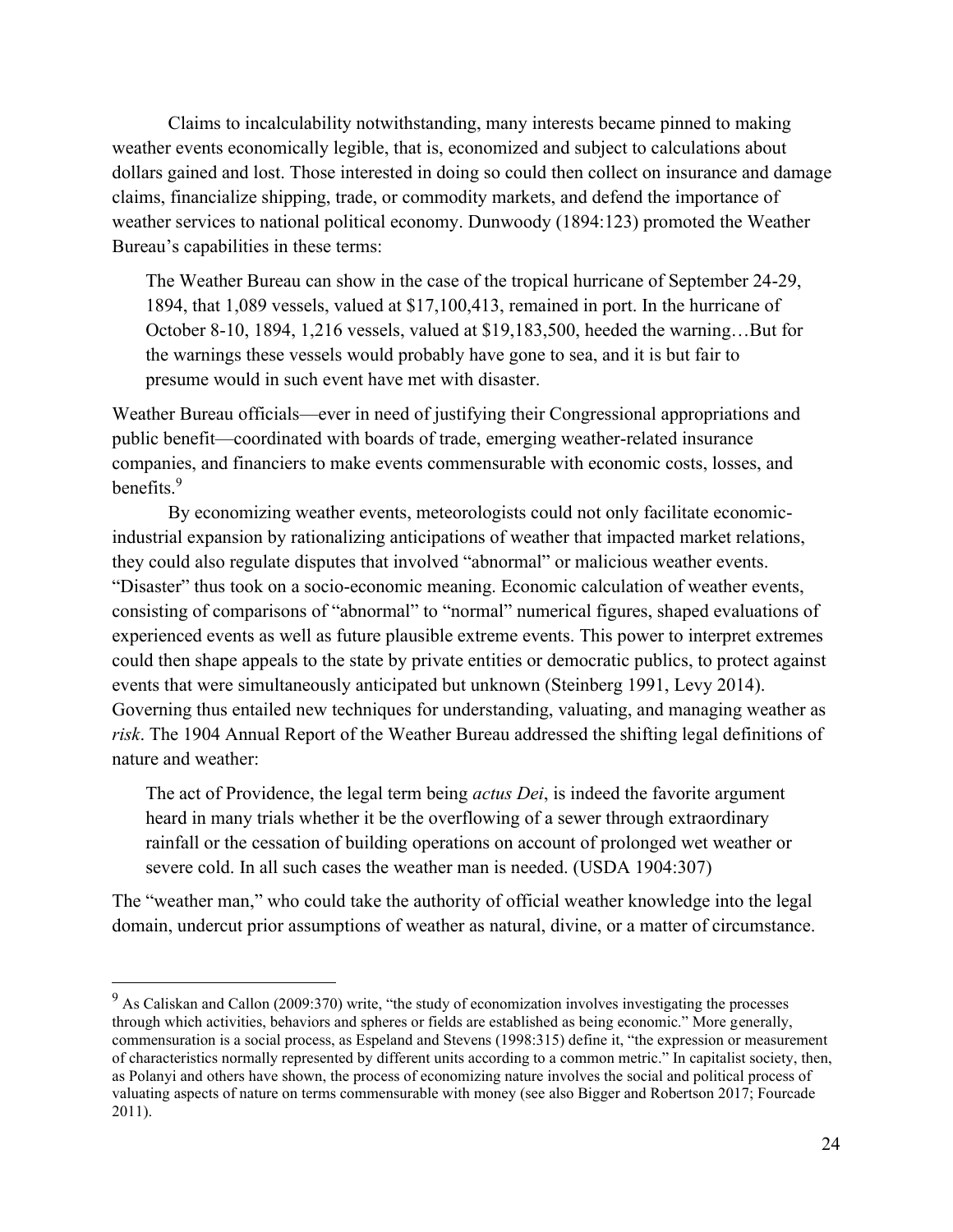Claims to incalculability notwithstanding, many interests became pinned to making weather events economically legible, that is, economized and subject to calculations about dollars gained and lost. Those interested in doing so could then collect on insurance and damage claims, financialize shipping, trade, or commodity markets, and defend the importance of weather services to national political economy. Dunwoody (1894:123) promoted the Weather Bureau's capabilities in these terms:

> The Weather Bureau can show in the case of the tropical hurricane of September 24-29, 1894, that 1,089 vessels, valued at $17,100,413, remained in port. In the hurricane of October 8-10, 1894, 1,216 vessels, valued at $19,183,500, heeded the warning…But for the warnings these vessels would probably have gone to sea, and it is but fair to presume would in such event have met with disaster.

Weather Bureau officials—ever in need of justifying their Congressional appropriations and public benefit—coordinated with boards of trade, emerging weather-related insurance companies, and financiers to make events commensurable with economic costs, losses, and benefits.[9]

By economizing weather events, meteorologists could not only facilitate economic-industrial expansion by rationalizing anticipations of weather that impacted market relations, they could also regulate disputes that involved "abnormal" or malicious weather events. "Disaster" thus took on a socio-economic meaning. Economic calculation of weather events, consisting of comparisons of "abnormal" to "normal" numerical figures, shaped evaluations of experienced events as well as future plausible extreme events. This power to interpret extremes could then shape appeals to the state by private entities or democratic publics, to protect against events that were simultaneously anticipated but unknown (Steinberg 1991, Levy 2014). Governing thus entailed new techniques for understanding, valuating, and managing weather as *risk*. The 1904 Annual Report of the Weather Bureau addressed the shifting legal definitions of nature and weather:

> The act of Providence, the legal term being *actus Dei*, is indeed the favorite argument heard in many trials whether it be the overflowing of a sewer through extraordinary rainfall or the cessation of building operations on account of prolonged wet weather or severe cold. In all such cases the weather man is needed. (USDA 1904:307)

The "weather man," who could take the authority of official weather knowledge into the legal domain, undercut prior assumptions of weather as natural, divine, or a matter of circumstance.

---

[9] As Caliskan and Callon (2009:370) write, "the study of economization involves investigating the processes through which activities, behaviors and spheres or fields are established as being economic." More generally, commensuration is a social process, as Espeland and Stevens (1998:315) define it, "the expression or measurement of characteristics normally represented by different units according to a common metric." In capitalist society, then, as Polanyi and others have shown, the process of economizing nature involves the social and political process of valuating aspects of nature on terms commensurable with money (see also Bigger and Robertson 2017; Fourcade 2011).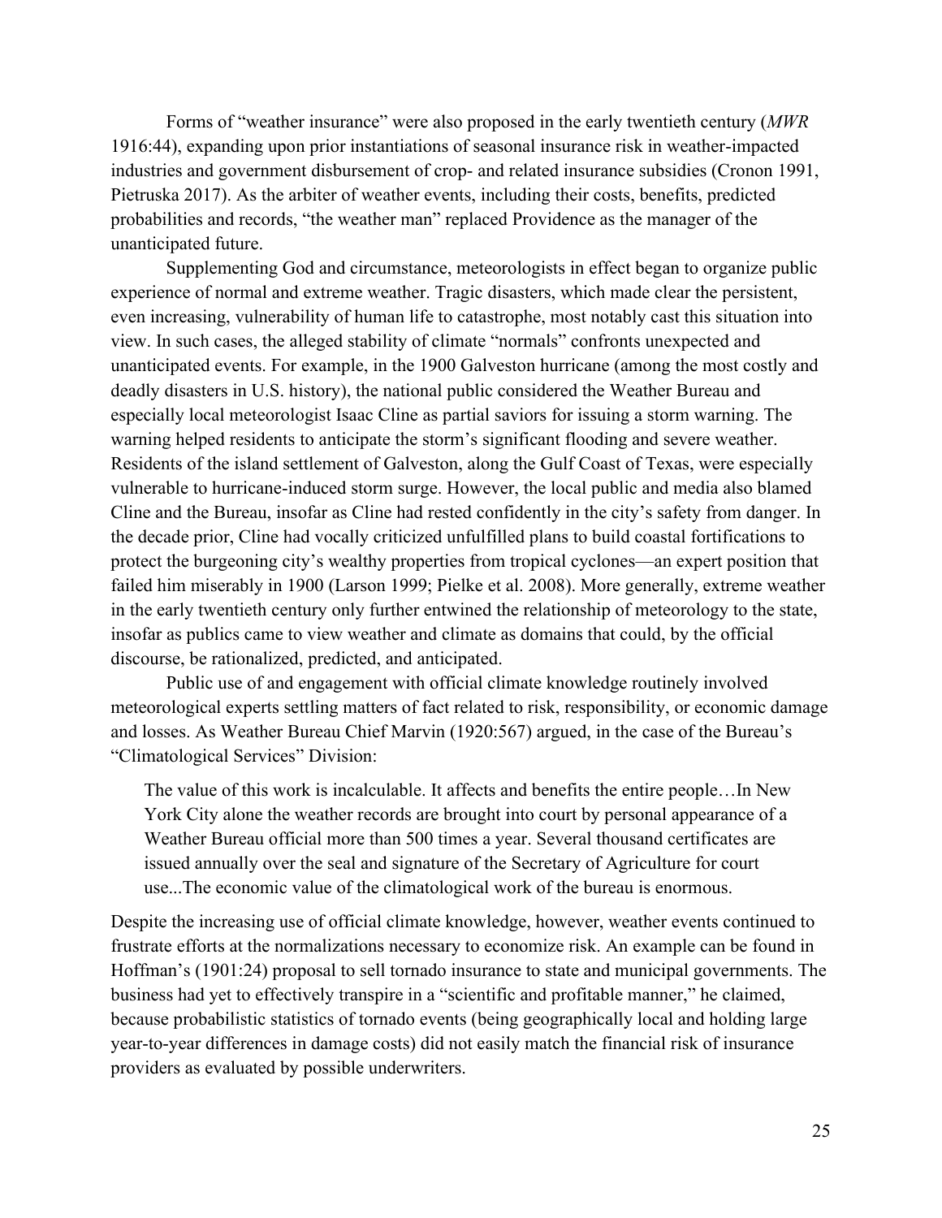Forms of "weather insurance" were also proposed in the early twentieth century (*MWR* 1916:44), expanding upon prior instantiations of seasonal insurance risk in weather-impacted industries and government disbursement of crop- and related insurance subsidies (Cronon 1991, Pietruska 2017). As the arbiter of weather events, including their costs, benefits, predicted probabilities and records, "the weather man" replaced Providence as the manager of the unanticipated future.

Supplementing God and circumstance, meteorologists in effect began to organize public experience of normal and extreme weather. Tragic disasters, which made clear the persistent, even increasing, vulnerability of human life to catastrophe, most notably cast this situation into view. In such cases, the alleged stability of climate "normals" confronts unexpected and unanticipated events. For example, in the 1900 Galveston hurricane (among the most costly and deadly disasters in U.S. history), the national public considered the Weather Bureau and especially local meteorologist Isaac Cline as partial saviors for issuing a storm warning. The warning helped residents to anticipate the storm's significant flooding and severe weather. Residents of the island settlement of Galveston, along the Gulf Coast of Texas, were especially vulnerable to hurricane-induced storm surge. However, the local public and media also blamed Cline and the Bureau, insofar as Cline had rested confidently in the city's safety from danger. In the decade prior, Cline had vocally criticized unfulfilled plans to build coastal fortifications to protect the burgeoning city's wealthy properties from tropical cyclones—an expert position that failed him miserably in 1900 (Larson 1999; Pielke et al. 2008). More generally, extreme weather in the early twentieth century only further entwined the relationship of meteorology to the state, insofar as publics came to view weather and climate as domains that could, by the official discourse, be rationalized, predicted, and anticipated.

Public use of and engagement with official climate knowledge routinely involved meteorological experts settling matters of fact related to risk, responsibility, or economic damage and losses. As Weather Bureau Chief Marvin (1920:567) argued, in the case of the Bureau's "Climatological Services" Division:

> The value of this work is incalculable. It affects and benefits the entire people…In New York City alone the weather records are brought into court by personal appearance of a Weather Bureau official more than 500 times a year. Several thousand certificates are issued annually over the seal and signature of the Secretary of Agriculture for court use...The economic value of the climatological work of the bureau is enormous.

Despite the increasing use of official climate knowledge, however, weather events continued to frustrate efforts at the normalizations necessary to economize risk. An example can be found in Hoffman's (1901:24) proposal to sell tornado insurance to state and municipal governments. The business had yet to effectively transpire in a "scientific and profitable manner," he claimed, because probabilistic statistics of tornado events (being geographically local and holding large year-to-year differences in damage costs) did not easily match the financial risk of insurance providers as evaluated by possible underwriters.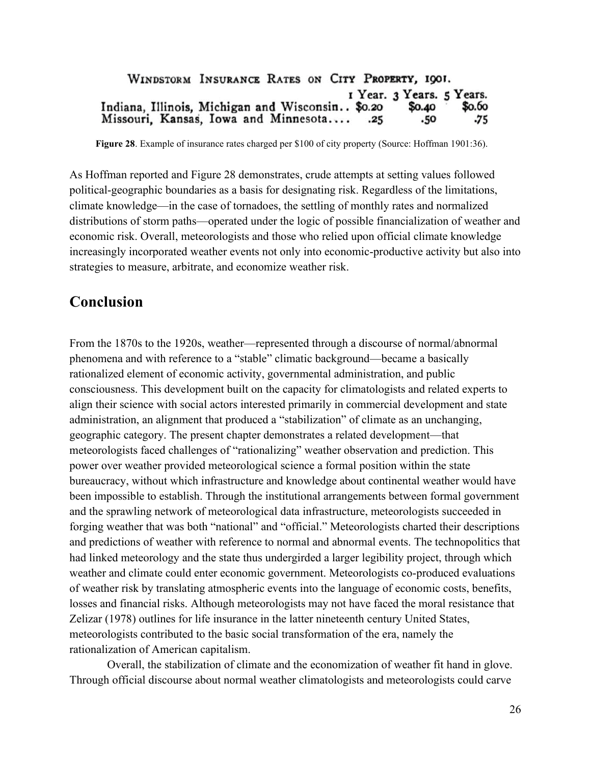WINDSTORM INSURANCE RATES ON CITY PROPERTY, 1901.

| | 1 Year. | 3 Years. | 5 Years. |
|---|---|---|---|
| Indiana, Illinois, Michigan and Wisconsin.. | $0.20 | $0.40 | $0.60 |
| Missouri, Kansas, Iowa and Minnesota.... | .25 | .50 | .75 |

**Figure 28**. Example of insurance rates charged per $100 of city property (Source: Hoffman 1901:36).

As Hoffman reported and Figure 28 demonstrates, crude attempts at setting values followed political-geographic boundaries as a basis for designating risk. Regardless of the limitations, climate knowledge—in the case of tornadoes, the settling of monthly rates and normalized distributions of storm paths—operated under the logic of possible financialization of weather and economic risk. Overall, meteorologists and those who relied upon official climate knowledge increasingly incorporated weather events not only into economic-productive activity but also into strategies to measure, arbitrate, and economize weather risk.

## Conclusion

From the 1870s to the 1920s, weather—represented through a discourse of normal/abnormal phenomena and with reference to a "stable" climatic background—became a basically rationalized element of economic activity, governmental administration, and public consciousness. This development built on the capacity for climatologists and related experts to align their science with social actors interested primarily in commercial development and state administration, an alignment that produced a "stabilization" of climate as an unchanging, geographic category. The present chapter demonstrates a related development—that meteorologists faced challenges of "rationalizing" weather observation and prediction. This power over weather provided meteorological science a formal position within the state bureaucracy, without which infrastructure and knowledge about continental weather would have been impossible to establish. Through the institutional arrangements between formal government and the sprawling network of meteorological data infrastructure, meteorologists succeeded in forging weather that was both "national" and "official." Meteorologists charted their descriptions and predictions of weather with reference to normal and abnormal events. The technopolitics that had linked meteorology and the state thus undergirded a larger legibility project, through which weather and climate could enter economic government. Meteorologists co-produced evaluations of weather risk by translating atmospheric events into the language of economic costs, benefits, losses and financial risks. Although meteorologists may not have faced the moral resistance that Zelizar (1978) outlines for life insurance in the latter nineteenth century United States, meteorologists contributed to the basic social transformation of the era, namely the rationalization of American capitalism.

Overall, the stabilization of climate and the economization of weather fit hand in glove. Through official discourse about normal weather climatologists and meteorologists could carve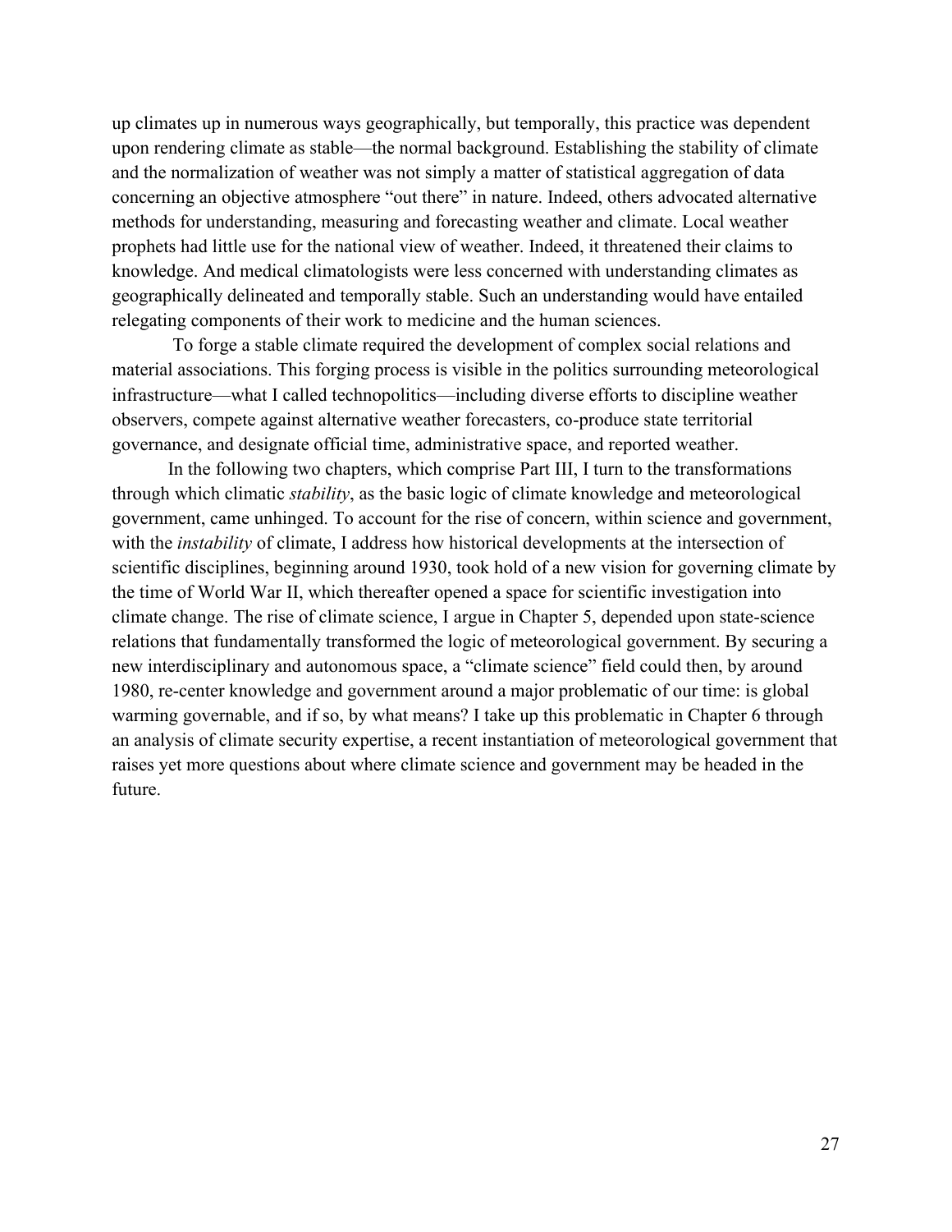up climates up in numerous ways geographically, but temporally, this practice was dependent upon rendering climate as stable—the normal background. Establishing the stability of climate and the normalization of weather was not simply a matter of statistical aggregation of data concerning an objective atmosphere "out there" in nature. Indeed, others advocated alternative methods for understanding, measuring and forecasting weather and climate. Local weather prophets had little use for the national view of weather. Indeed, it threatened their claims to knowledge. And medical climatologists were less concerned with understanding climates as geographically delineated and temporally stable. Such an understanding would have entailed relegating components of their work to medicine and the human sciences.

To forge a stable climate required the development of complex social relations and material associations. This forging process is visible in the politics surrounding meteorological infrastructure—what I called technopolitics—including diverse efforts to discipline weather observers, compete against alternative weather forecasters, co-produce state territorial governance, and designate official time, administrative space, and reported weather.

In the following two chapters, which comprise Part III, I turn to the transformations through which climatic *stability*, as the basic logic of climate knowledge and meteorological government, came unhinged. To account for the rise of concern, within science and government, with the *instability* of climate, I address how historical developments at the intersection of scientific disciplines, beginning around 1930, took hold of a new vision for governing climate by the time of World War II, which thereafter opened a space for scientific investigation into climate change. The rise of climate science, I argue in Chapter 5, depended upon state-science relations that fundamentally transformed the logic of meteorological government. By securing a new interdisciplinary and autonomous space, a "climate science" field could then, by around 1980, re-center knowledge and government around a major problematic of our time: is global warming governable, and if so, by what means? I take up this problematic in Chapter 6 through an analysis of climate security expertise, a recent instantiation of meteorological government that raises yet more questions about where climate science and government may be headed in the future.